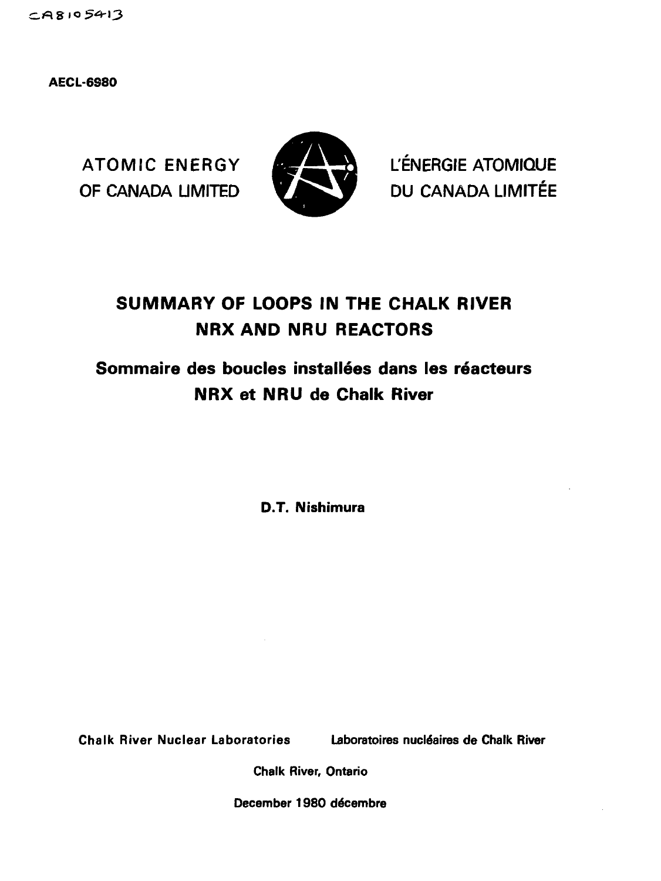CA8105413

**AECL-6980**

ATOMIC ENERGY
OF CANADA LIMITED

L'ÉNERGIE ATOMIQUE
DU CANADA LIMITÉE

# SUMMARY OF LOOPS IN THE CHALK RIVER NRX AND NRU REACTORS

## Sommaire des boucles installées dans les réacteurs NRX et NRU de Chalk River

**D.T. Nishimura**

Chalk River Nuclear Laboratories    Laboratoires nucléaires de Chalk River

Chalk River, Ontario

December 1980 décembre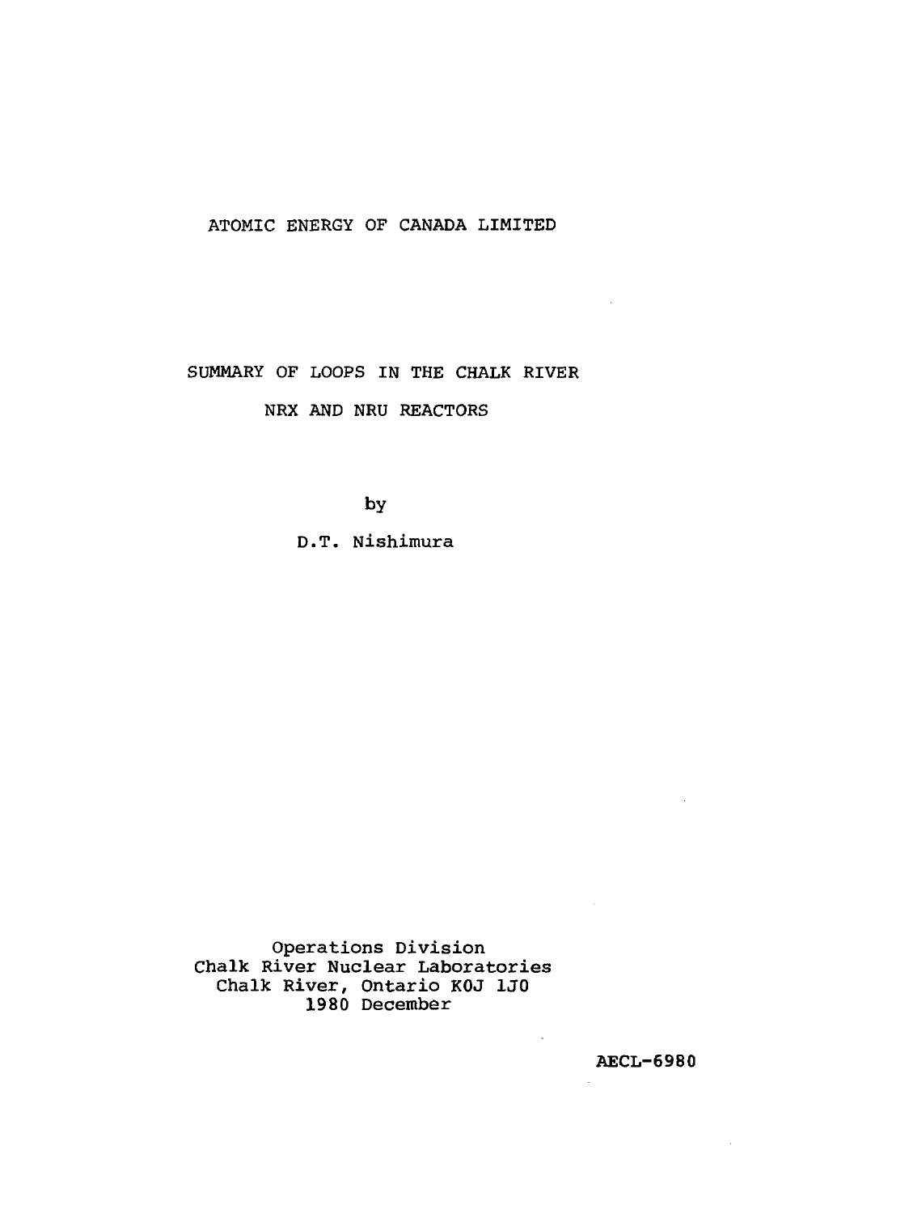ATOMIC ENERGY OF CANADA LIMITED

# SUMMARY OF LOOPS IN THE CHALK RIVER NRX AND NRU REACTORS

by

D.T. Nishimura

Operations Division
Chalk River Nuclear Laboratories
Chalk River, Ontario K0J 1J0
1980 December

**AECL-6980**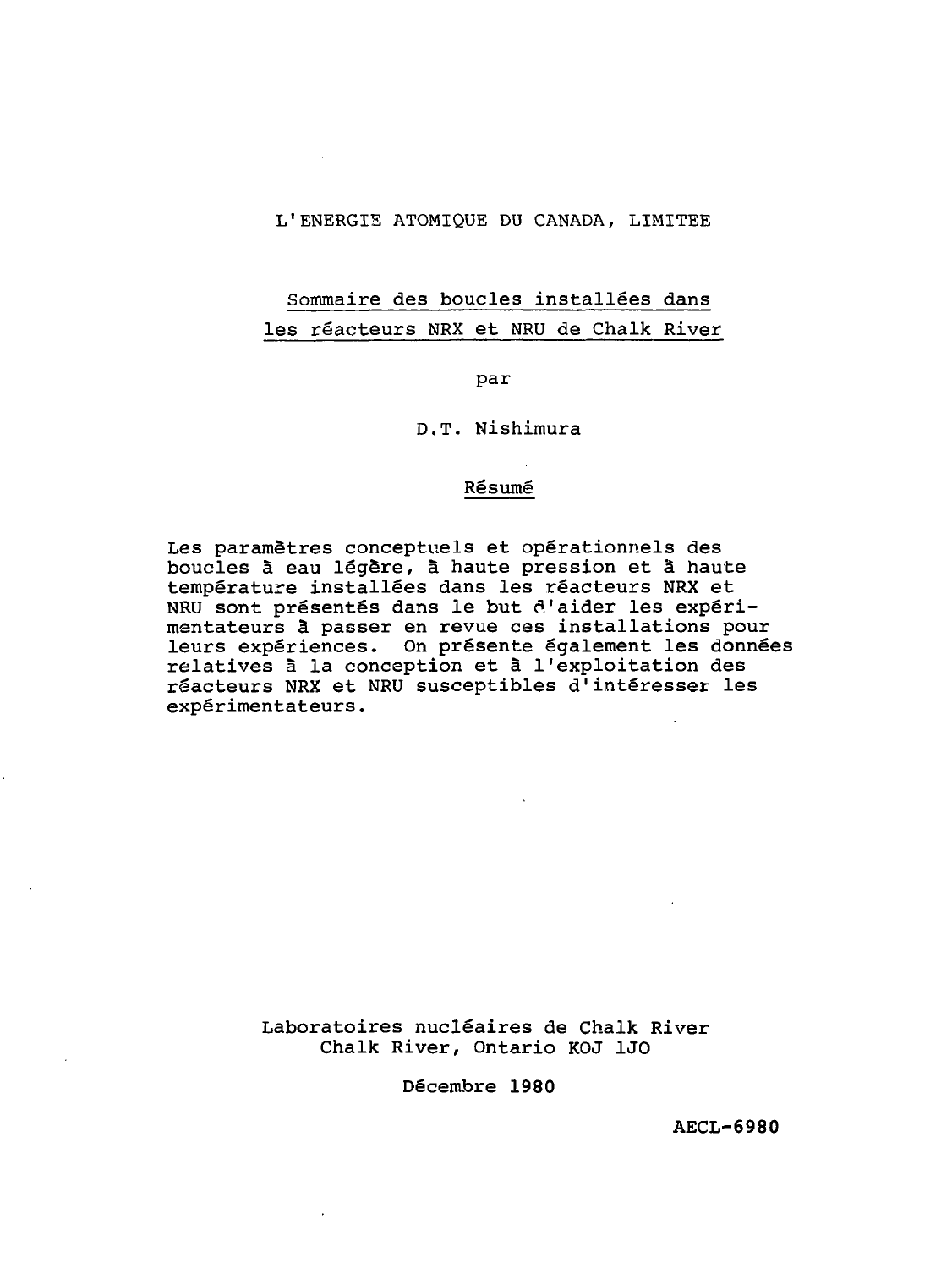L'ENERGIE ATOMIQUE DU CANADA, LIMITEE

## Sommaire des boucles installées dans les réacteurs NRX et NRU de Chalk River

par

D.T. Nishimura

### Résumé

Les paramètres conceptuels et opérationnels des boucles à eau légère, à haute pression et à haute température installées dans les réacteurs NRX et NRU sont présentés dans le but d'aider les expérimentateurs à passer en revue ces installations pour leurs expériences. On présente également les données relatives à la conception et à l'exploitation des réacteurs NRX et NRU susceptibles d'intéresser les expérimentateurs.

Laboratoires nucléaires de Chalk River
Chalk River, Ontario KOJ 1JO

Décembre 1980

**AECL-6980**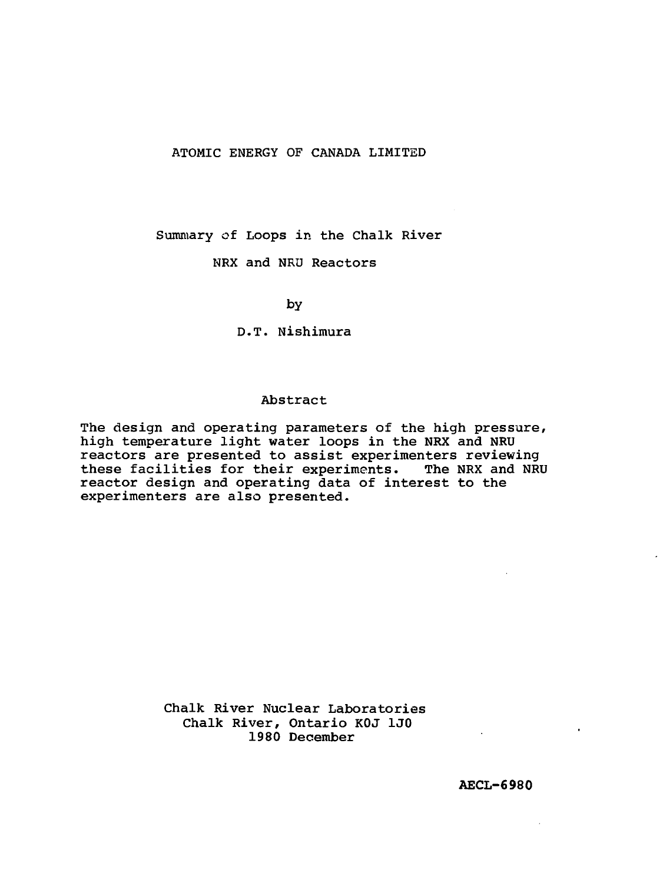ATOMIC ENERGY OF CANADA LIMITED

# Summary of Loops in the Chalk River NRX and NRU Reactors

by

D.T. Nishimura

## Abstract

The design and operating parameters of the high pressure, high temperature light water loops in the NRX and NRU reactors are presented to assist experimenters reviewing these facilities for their experiments. The NRX and NRU reactor design and operating data of interest to the experimenters are also presented.

Chalk River Nuclear Laboratories
Chalk River, Ontario K0J 1J0
1980 December

**AECL-6980**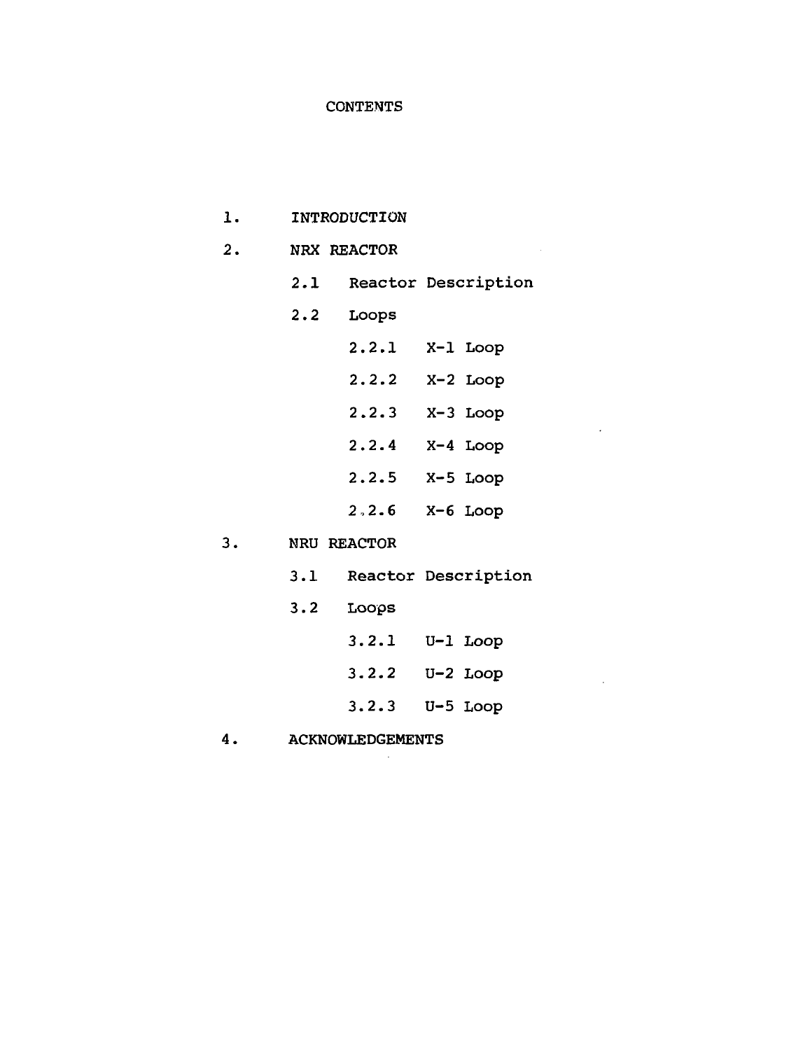# CONTENTS

1. INTRODUCTION
2. NRX REACTOR
   - 2.1 Reactor Description
   - 2.2 Loops
     - 2.2.1 X-1 Loop
     - 2.2.2 X-2 Loop
     - 2.2.3 X-3 Loop
     - 2.2.4 X-4 Loop
     - 2.2.5 X-5 Loop
     - 2.2.6 X-6 Loop
3. NRU REACTOR
   - 3.1 Reactor Description
   - 3.2 Loops
     - 3.2.1 U-1 Loop
     - 3.2.2 U-2 Loop
     - 3.2.3 U-5 Loop
4. ACKNOWLEDGEMENTS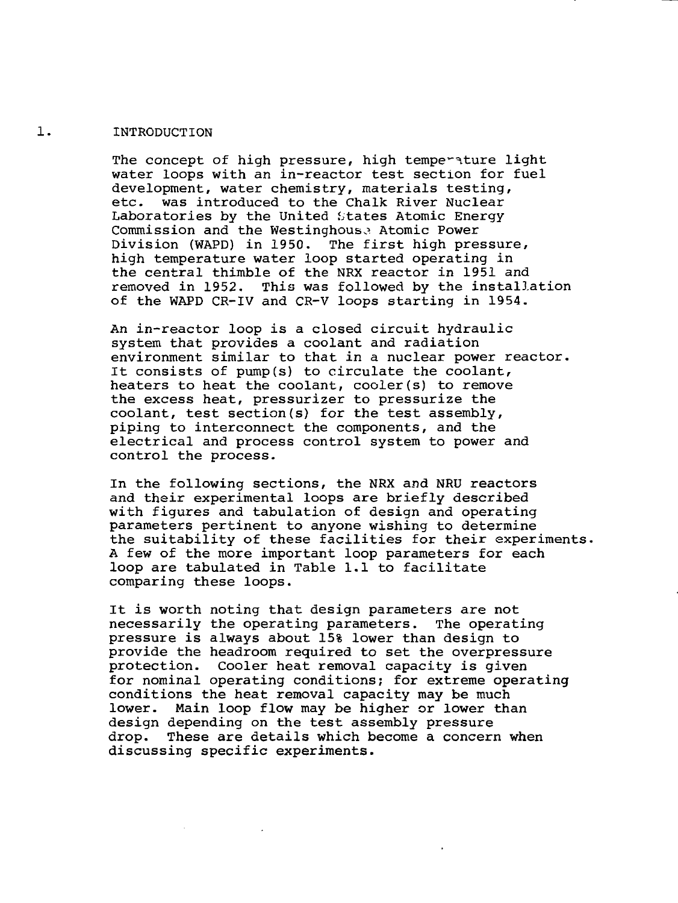# 1. INTRODUCTION

The concept of high pressure, high temperature light water loops with an in-reactor test section for fuel development, water chemistry, materials testing, etc. was introduced to the Chalk River Nuclear Laboratories by the United States Atomic Energy Commission and the Westinghouse Atomic Power Division (WAPD) in 1950. The first high pressure, high temperature water loop started operating in the central thimble of the NRX reactor in 1951 and removed in 1952. This was followed by the installation of the WAPD CR-IV and CR-V loops starting in 1954.

An in-reactor loop is a closed circuit hydraulic system that provides a coolant and radiation environment similar to that in a nuclear power reactor. It consists of pump(s) to circulate the coolant, heaters to heat the coolant, cooler(s) to remove the excess heat, pressurizer to pressurize the coolant, test section(s) for the test assembly, piping to interconnect the components, and the electrical and process control system to power and control the process.

In the following sections, the NRX and NRU reactors and their experimental loops are briefly described with figures and tabulation of design and operating parameters pertinent to anyone wishing to determine the suitability of these facilities for their experiments. A few of the more important loop parameters for each loop are tabulated in Table 1.1 to facilitate comparing these loops.

It is worth noting that design parameters are not necessarily the operating parameters. The operating pressure is always about 15% lower than design to provide the headroom required to set the overpressure protection. Cooler heat removal capacity is given for nominal operating conditions; for extreme operating conditions the heat removal capacity may be much lower. Main loop flow may be higher or lower than design depending on the test assembly pressure drop. These are details which become a concern when discussing specific experiments.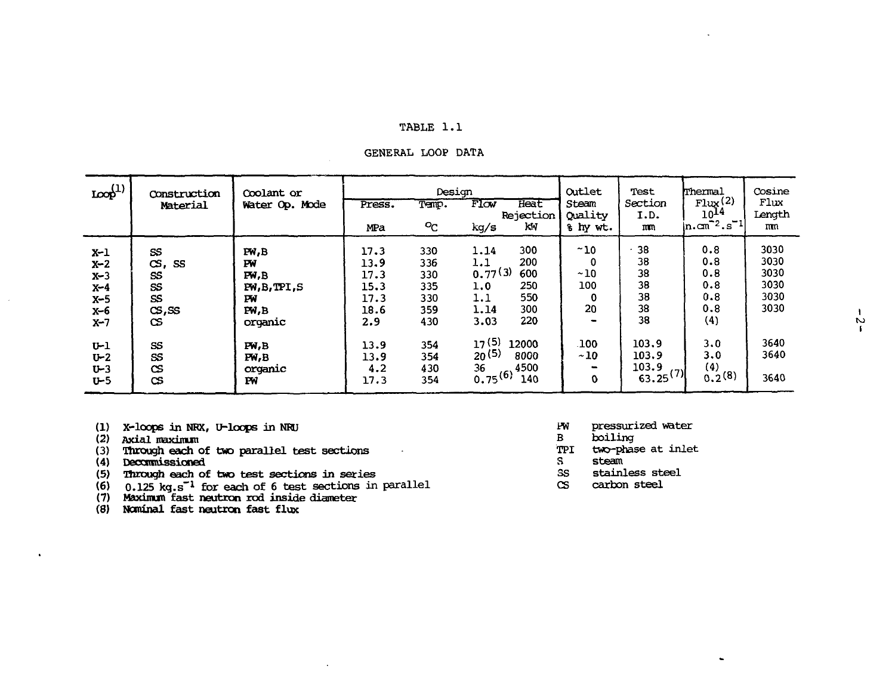TABLE 1.1

GENERAL LOOP DATA

| Loop(1) | Construction Material | Coolant or Water Op. Mode | Design | | | | Outlet Steam Quality | Test Section I.D. | Thermal Flux(2) $10^{14}$ | Cosine Flux Length |
|---|---|---|---|---|---|---|---|---|---|---|
| | | | Press. | Temp. | Flow | Heat Rejection | | | | |
| | | | MPa | °C | kg/s | kW | % by wt. | mm | $n.cm^{-2}.s^{-1}$ | mm |
| X-1 | SS | PW,B | 17.3 | 330 | 1.14 | 300 | ~10 | 38 | 0.8 | 3030 |
| X-2 | CS, SS | PW | 13.9 | 336 | 1.1 | 200 | 0 | 38 | 0.8 | 3030 |
| X-3 | SS | PW,B | 17.3 | 330 | 0.77(3) | 600 | ~10 | 38 | 0.8 | 3030 |
| X-4 | SS | PW,B,TPI,S | 15.3 | 335 | 1.0 | 250 | 100 | 38 | 0.8 | 3030 |
| X-5 | SS | PW | 17.3 | 330 | 1.1 | 550 | 0 | 38 | 0.8 | 3030 |
| X-6 | CS,SS | PW,B | 18.6 | 359 | 1.14 | 300 | 20 | 38 | 0.8 | 3030 |
| X-7 | CS | organic | 2.9 | 430 | 3.03 | 220 | - | 38 | (4) | |
| U-1 | SS | PW,B | 13.9 | 354 | 17(5) | 12000 | 100 | 103.9 | 3.0 | 3640 |
| U-2 | SS | PW,B | 13.9 | 354 | 20(5) | 8000 | ~10 | 103.9 | 3.0 | 3640 |
| U-3 | CS | organic | 4.2 | 430 | 36 | 4500 | - | 103.9 | (4) | |
| U-5 | CS | PW | 17.3 | 354 | 0.75(6) | 140 | 0 | 63.25(7) | 0.2(8) | 3640 |

(1) X-loops in NRX, U-loops in NRU
(2) Axial maximum
(3) Through each of two parallel test sections
(4) Decommissioned
(5) Through each of two test sections in series
(6) $0.125 \text{ kg.s}^{-1}$ for each of 6 test sections in parallel
(7) Maximum fast neutron rod inside diameter
(8) Nominal fast neutron fast flux

PW pressurized water
B boiling
TPI two-phase at inlet
S steam
SS stainless steel
CS carbon steel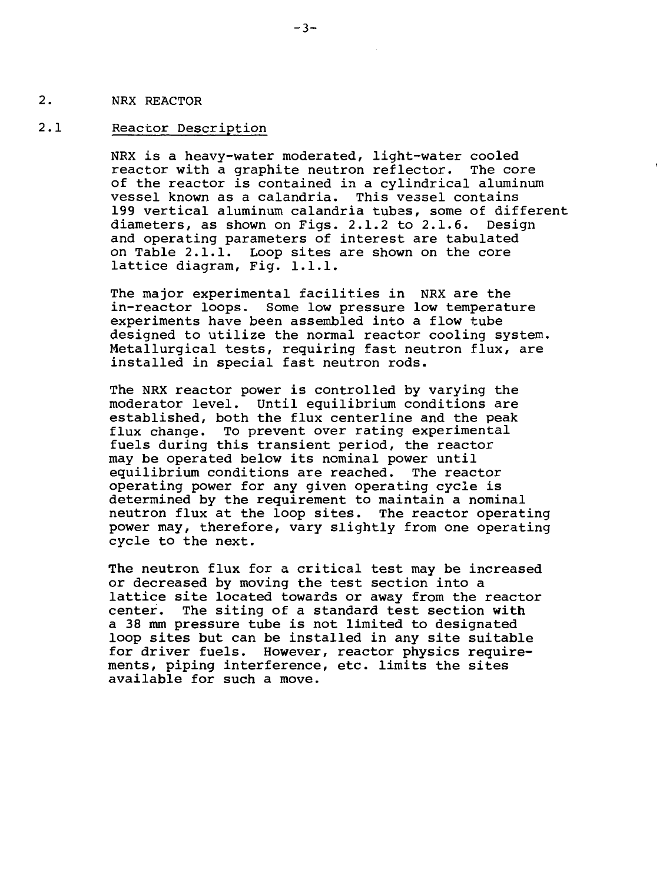## 2. NRX REACTOR

### 2.1 Reactor Description

NRX is a heavy-water moderated, light-water cooled reactor with a graphite neutron reflector. The core of the reactor is contained in a cylindrical aluminum vessel known as a calandria. This vessel contains 199 vertical aluminum calandria tubes, some of different diameters, as shown on Figs. 2.1.2 to 2.1.6. Design and operating parameters of interest are tabulated on Table 2.1.1. Loop sites are shown on the core lattice diagram, Fig. 1.1.1.

The major experimental facilities in NRX are the in-reactor loops. Some low pressure low temperature experiments have been assembled into a flow tube designed to utilize the normal reactor cooling system. Metallurgical tests, requiring fast neutron flux, are installed in special fast neutron rods.

The NRX reactor power is controlled by varying the moderator level. Until equilibrium conditions are established, both the flux centerline and the peak flux change. To prevent over rating experimental fuels during this transient period, the reactor may be operated below its nominal power until equilibrium conditions are reached. The reactor operating power for any given operating cycle is determined by the requirement to maintain a nominal neutron flux at the loop sites. The reactor operating power may, therefore, vary slightly from one operating cycle to the next.

The neutron flux for a critical test may be increased or decreased by moving the test section into a lattice site located towards or away from the reactor center. The siting of a standard test section with a 38 mm pressure tube is not limited to designated loop sites but can be installed in any site suitable for driver fuels. However, reactor physics requirements, piping interference, etc. limits the sites available for such a move.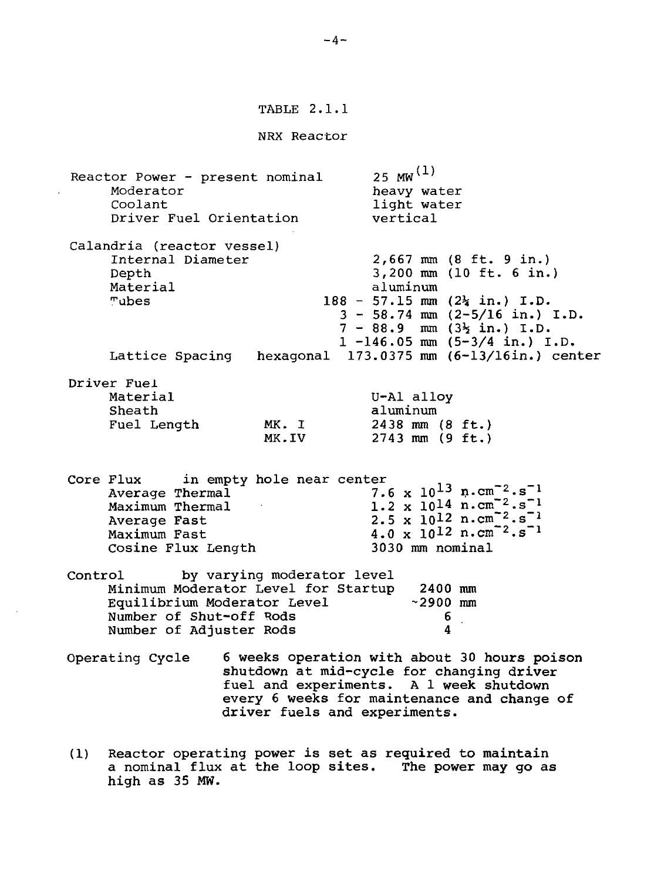TABLE 2.1.1

NRX Reactor

| | | |
|---|---|---|
| Reactor Power - present nominal | | 25 MW[1] |
| Moderator | | heavy water |
| Coolant | | light water |
| Driver Fuel Orientation | | vertical |
| **Calandria (reactor vessel)** | | |
| Internal Diameter | | 2,667 mm (8 ft. 9 in.) |
| Depth | | 3,200 mm (10 ft. 6 in.) |
| Material | | aluminum |
| Tubes | | 188 - 57.15 mm (2¼ in.) I.D. |
| | | 3 - 58.74 mm (2-5/16 in.) I.D. |
| | | 7 - 88.9 mm (3½ in.) I.D. |
| | | 1 -146.05 mm (5-3/4 in.) I.D. |
| Lattice Spacing | hexagonal | 173.0375 mm (6-13/16in.) center |
| **Driver Fuel** | | |
| Material | | U-Al alloy |
| Sheath | | aluminum |
| Fuel Length | MK. I | 2438 mm (8 ft.) |
| | MK.IV | 2743 mm (9 ft.) |
| **Core Flux** | in empty hole near center | |
| Average Thermal | | $7.6 \times 10^{13}$ n.cm$^{-2}$.s$^{-1}$ |
| Maximum Thermal | | $1.2 \times 10^{14}$ n.cm$^{-2}$.s$^{-1}$ |
| Average Fast | | $2.5 \times 10^{12}$ n.cm$^{-2}$.s$^{-1}$ |
| Maximum Fast | | $4.0 \times 10^{12}$ n.cm$^{-2}$.s$^{-1}$ |
| Cosine Flux Length | | 3030 mm nominal |
| **Control** | by varying moderator level | |
| Minimum Moderator Level for Startup | | 2400 mm |
| Equilibrium Moderator Level | | ~2900 mm |
| Number of Shut-off Rods | | 6 |
| Number of Adjuster Rods | | 4 |

Operating Cycle: 6 weeks operation with about 30 hours poison shutdown at mid-cycle for changing driver fuel and experiments. A 1 week shutdown every 6 weeks for maintenance and change of driver fuels and experiments.

(1) Reactor operating power is set as required to maintain a nominal flux at the loop sites. The power may go as high as 35 MW.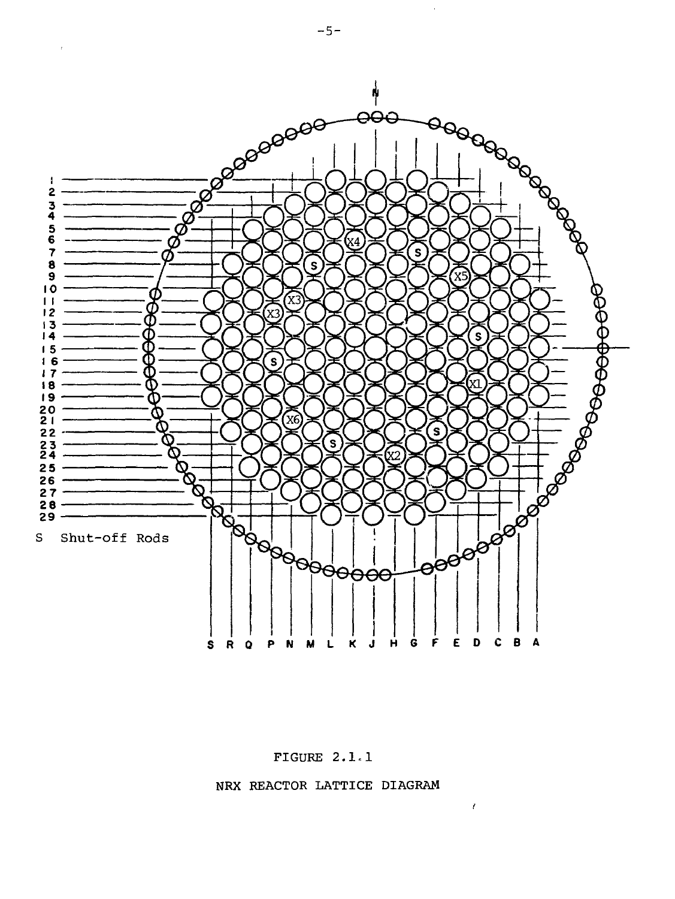S Shut-off Rods

FIGURE 2.1.1

NRX REACTOR LATTICE DIAGRAM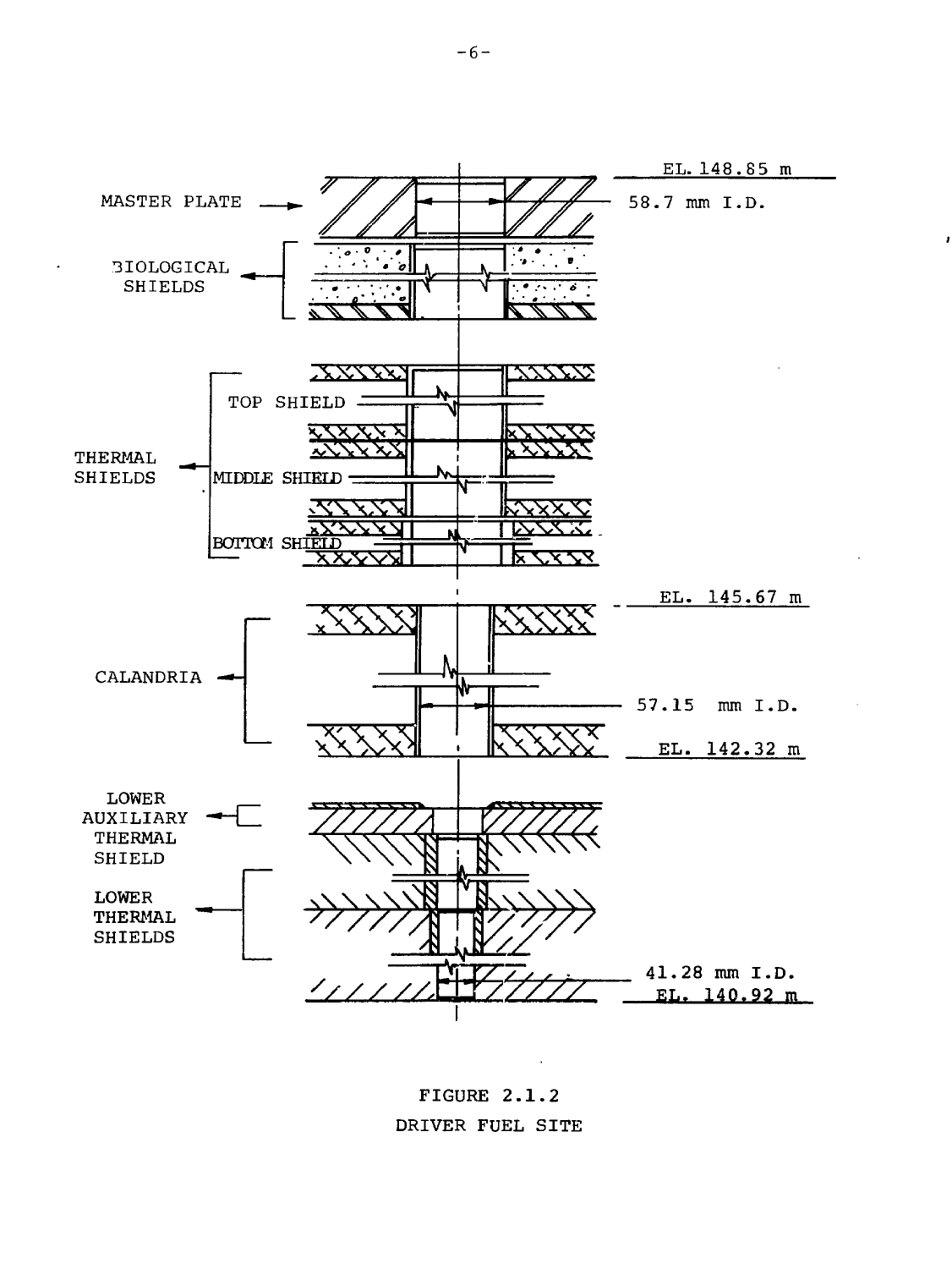MASTER PLATE

EL. 148.85 m

58.7 mm I.D.

BIOLOGICAL SHIELDS

THERMAL SHIELDS

TOP SHIELD

MIDDLE SHIELD

BOTTOM SHIELD

EL. 145.67 m

CALANDRIA

57.15 mm I.D.

EL. 142.32 m

LOWER AUXILIARY THERMAL SHIELD

LOWER THERMAL SHIELDS

41.28 mm I.D.

EL. 140.92 m

FIGURE 2.1.2

DRIVER FUEL SITE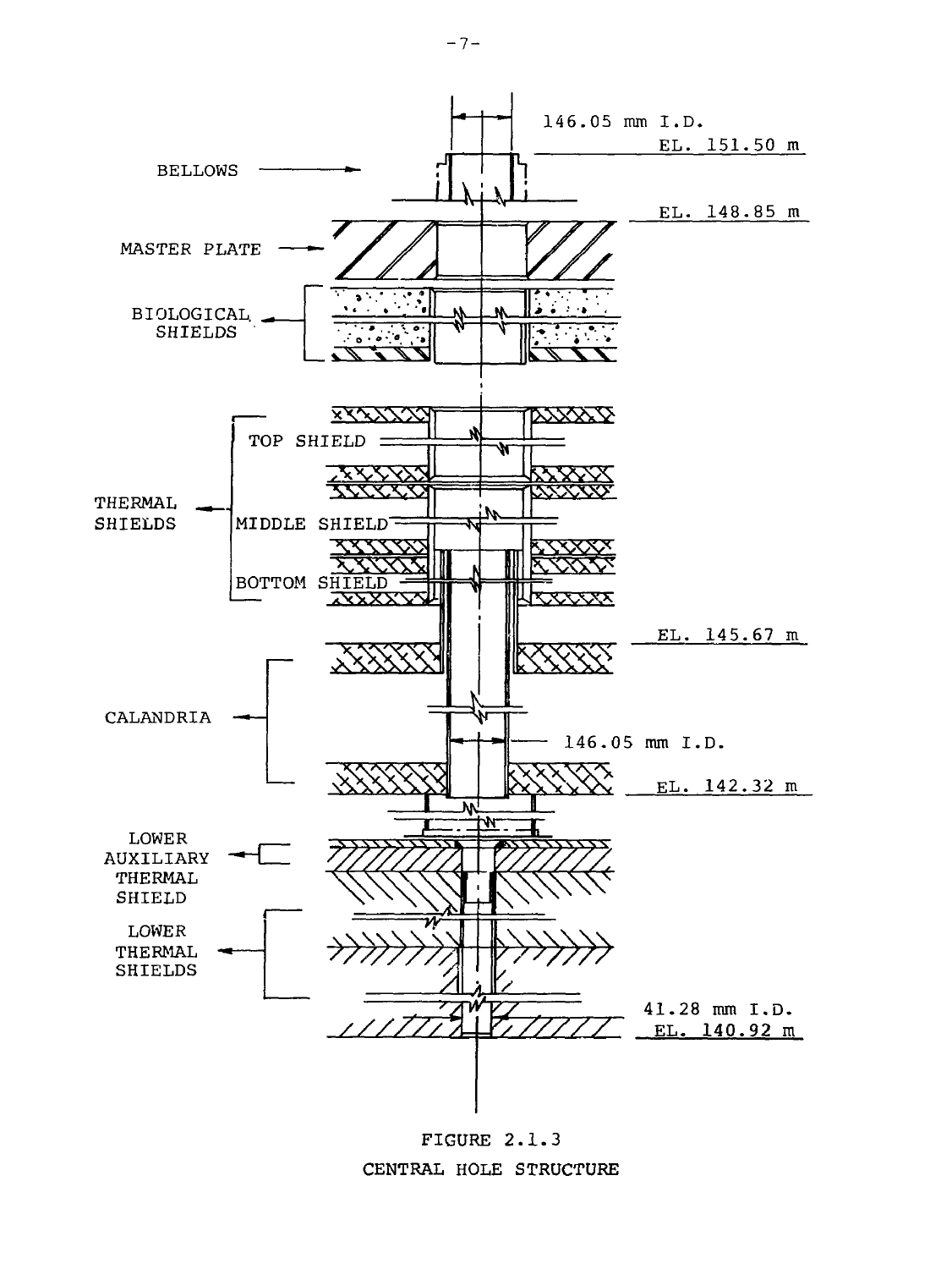BELLOWS

146.05 mm I.D.

EL. 151.50 m

EL. 148.85 m

MASTER PLATE

BIOLOGICAL SHIELDS

THERMAL SHIELDS

TOP SHIELD

MIDDLE SHIELD

BOTTOM SHIELD

EL. 145.67 m

CALANDRIA

146.05 mm I.D.

EL. 142.32 m

LOWER AUXILIARY THERMAL SHIELD

LOWER THERMAL SHIELDS

41.28 mm I.D.

EL. 140.92 m

FIGURE 2.1.3
CENTRAL HOLE STRUCTURE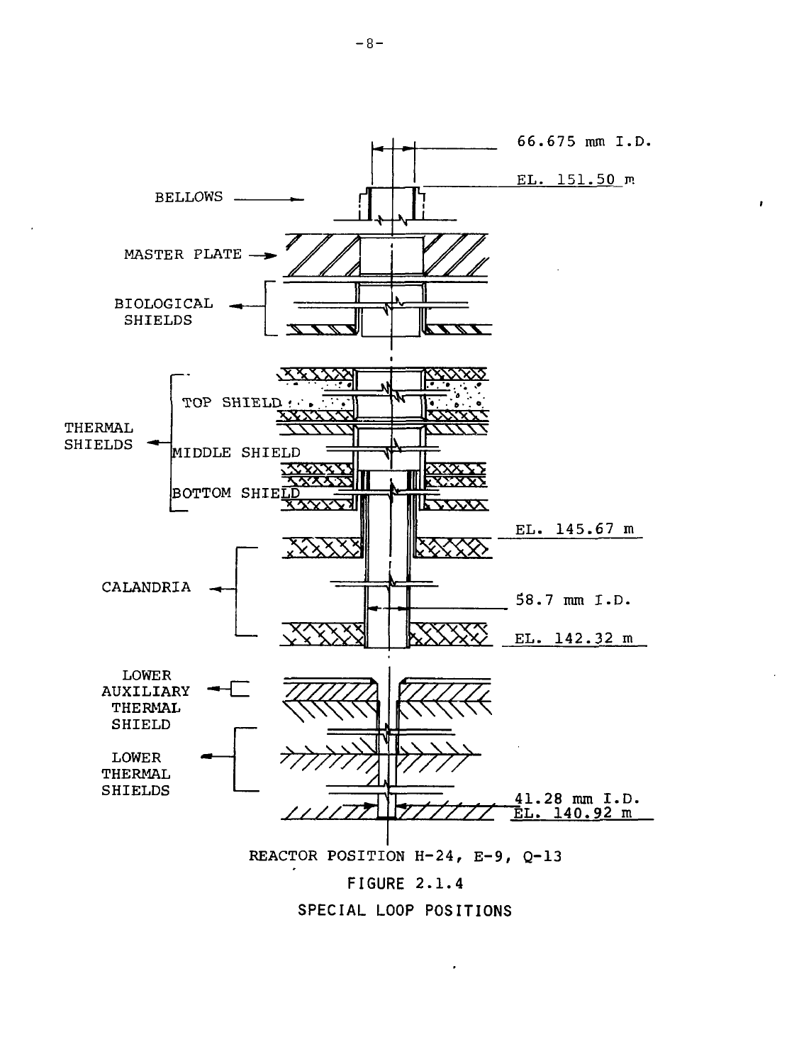66.675 mm I.D.

EL. 151.50 m

BELLOWS

MASTER PLATE

BIOLOGICAL SHIELDS

THERMAL SHIELDS

TOP SHIELD

MIDDLE SHIELD

BOTTOM SHIELD

EL. 145.67 m

CALANDRIA

58.7 mm I.D.

EL. 142.32 m

LOWER AUXILIARY THERMAL SHIELD

LOWER THERMAL SHIELDS

41.28 mm I.D.

EL. 140.92 m

REACTOR POSITION H-24, E-9, Q-13

FIGURE 2.1.4

SPECIAL LOOP POSITIONS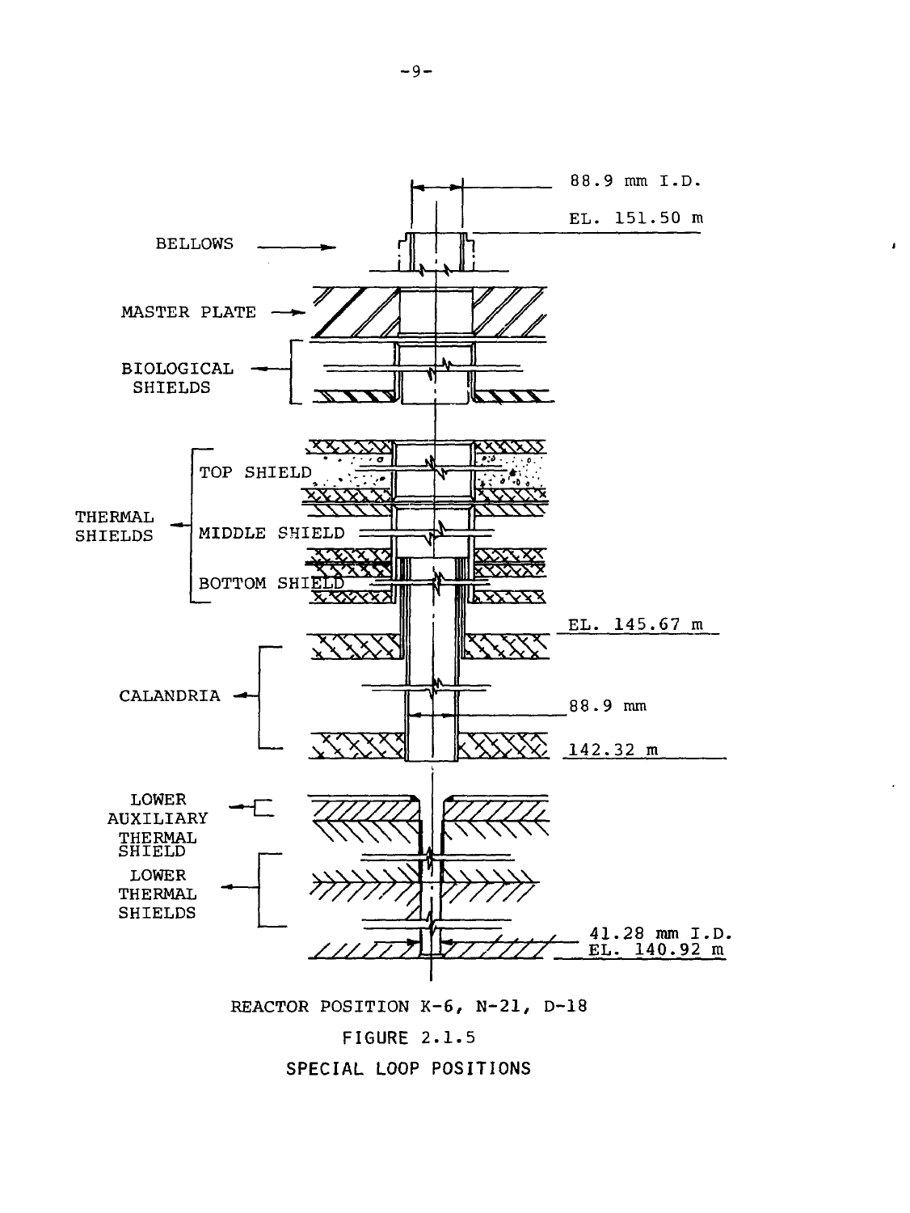BELLOWS

MASTER PLATE

BIOLOGICAL SHIELDS

THERMAL SHIELDS

TOP SHIELD

MIDDLE SHIELD

BOTTOM SHIELD

CALANDRIA

LOWER AUXILIARY THERMAL SHIELD

LOWER THERMAL SHIELDS

88.9 mm I.D.

EL. 151.50 m

EL. 145.67 m

88.9 mm

142.32 m

41.28 mm I.D.

EL. 140.92 m

REACTOR POSITION K-6, N-21, D-18

FIGURE 2.1.5

SPECIAL LOOP POSITIONS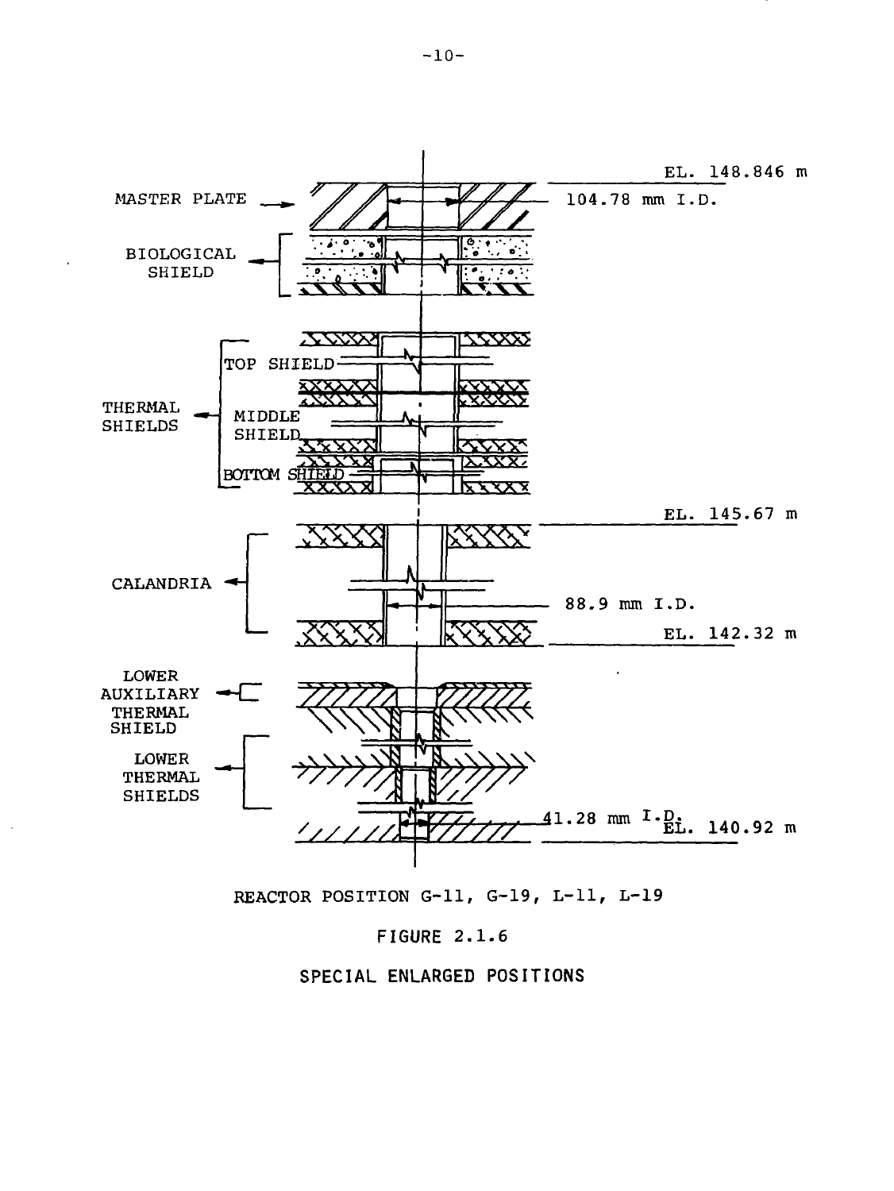MASTER PLATE

EL. 148.846 m

104.78 mm I.D.

BIOLOGICAL SHIELD

THERMAL SHIELDS

TOP SHIELD

MIDDLE SHIELD

BOTTOM SHIELD

EL. 145.67 m

CALANDRIA

88.9 mm I.D.

EL. 142.32 m

LOWER AUXILIARY THERMAL SHIELD

LOWER THERMAL SHIELDS

41.28 mm I.D.

EL. 140.92 m

REACTOR POSITION G-11, G-19, L-11, L-19

FIGURE 2.1.6

SPECIAL ENLARGED POSITIONS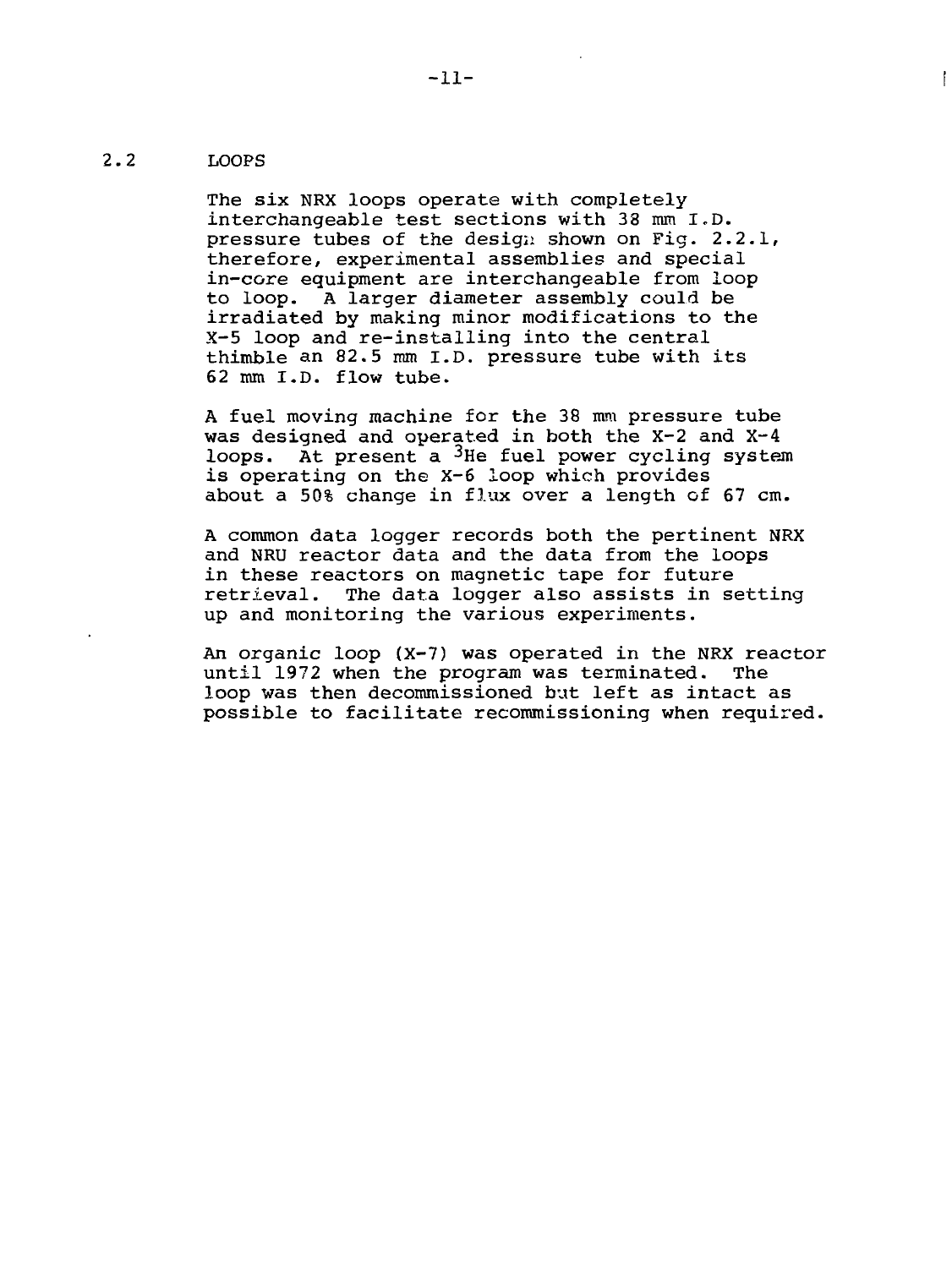## 2.2 LOOPS

The six NRX loops operate with completely interchangeable test sections with 38 mm I.D. pressure tubes of the design shown on Fig. 2.2.1, therefore, experimental assemblies and special in-core equipment are interchangeable from loop to loop. A larger diameter assembly could be irradiated by making minor modifications to the X-5 loop and re-installing into the central thimble an 82.5 mm I.D. pressure tube with its 62 mm I.D. flow tube.

A fuel moving machine for the 38 mm pressure tube was designed and operated in both the X-2 and X-4 loops. At present a $^{3}$He fuel power cycling system is operating on the X-6 loop which provides about a 50% change in flux over a length of 67 cm.

A common data logger records both the pertinent NRX and NRU reactor data and the data from the loops in these reactors on magnetic tape for future retrieval. The data logger also assists in setting up and monitoring the various experiments.

An organic loop (X-7) was operated in the NRX reactor until 1972 when the program was terminated. The loop was then decommissioned but left as intact as possible to facilitate recommissioning when required.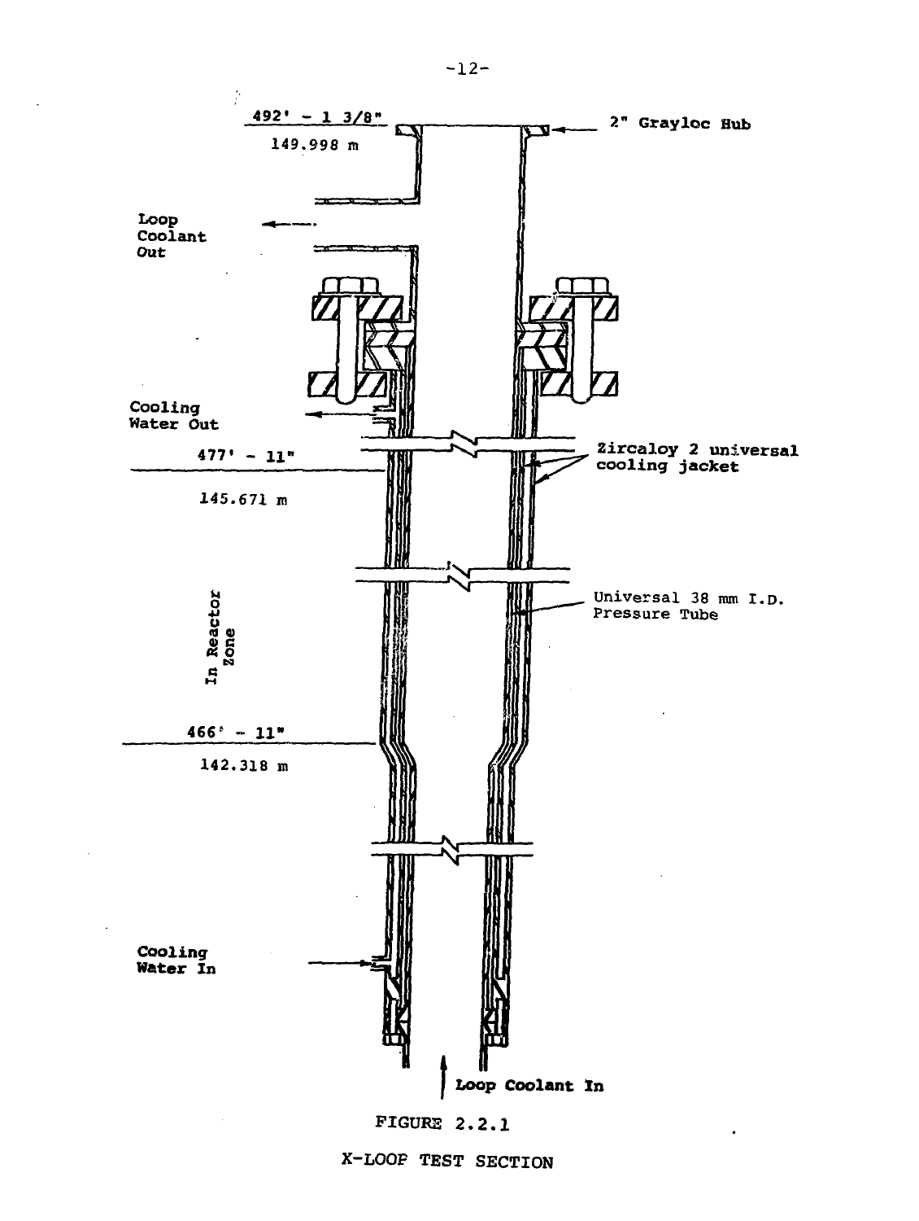492' - 1 3/8"

149.998 m

2" Grayloc Hub

Loop Coolant Out

Cooling Water Out

477' - 11"

145.671 m

Zircaloy 2 universal cooling jacket

In Reactor Zone

Universal 38 mm I.D. Pressure Tube

466' - 11"

142.318 m

Cooling Water In

Loop Coolant In

FIGURE 2.2.1

X-LOOP TEST SECTION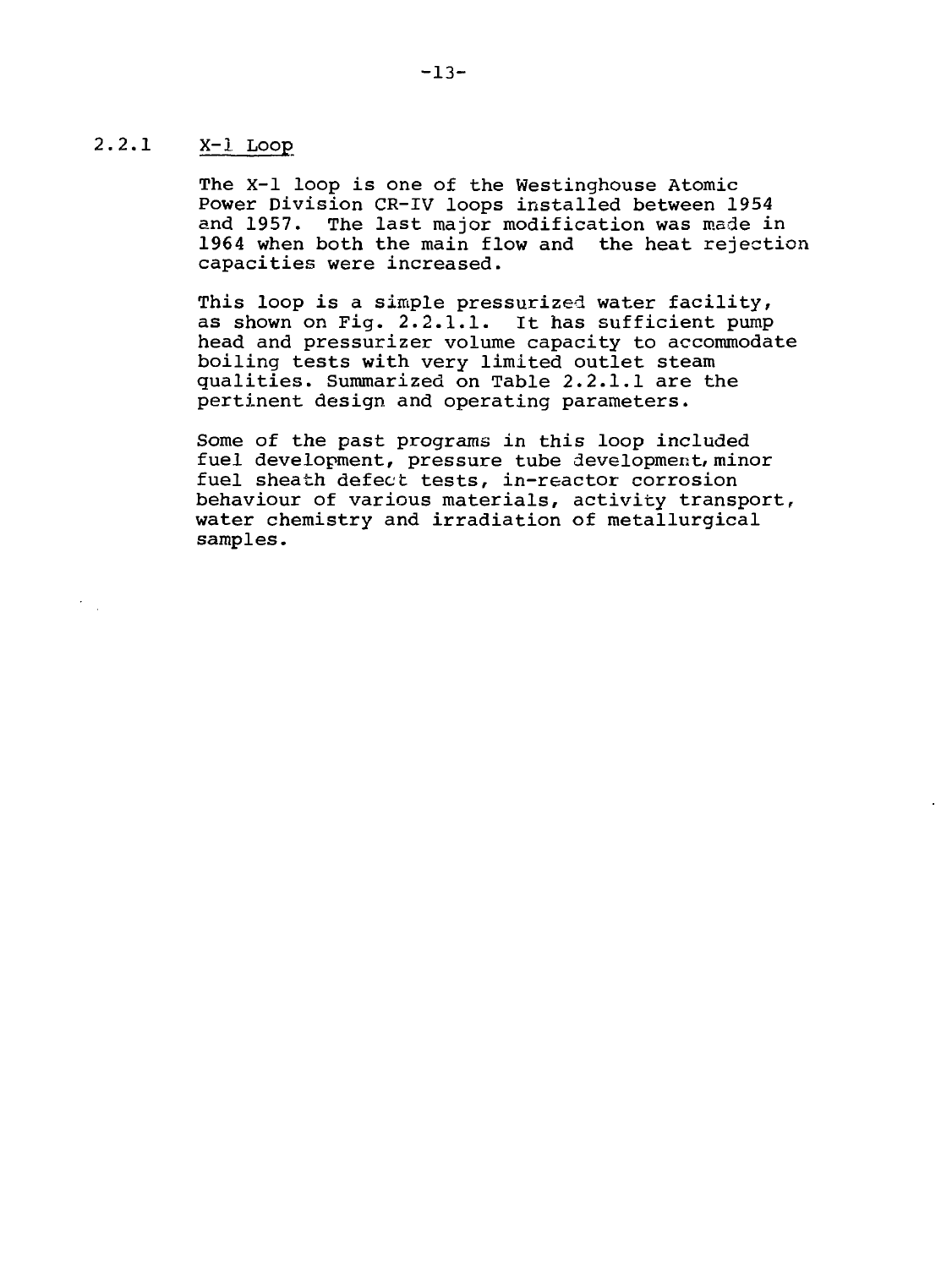### 2.2.1 X-1 Loop

The X-1 loop is one of the Westinghouse Atomic Power Division CR-IV loops installed between 1954 and 1957. The last major modification was made in 1964 when both the main flow and the heat rejection capacities were increased.

This loop is a simple pressurized water facility, as shown on Fig. 2.2.1.1. It has sufficient pump head and pressurizer volume capacity to accommodate boiling tests with very limited outlet steam qualities. Summarized on Table 2.2.1.1 are the pertinent design and operating parameters.

Some of the past programs in this loop included fuel development, pressure tube development, minor fuel sheath defect tests, in-reactor corrosion behaviour of various materials, activity transport, water chemistry and irradiation of metallurgical samples.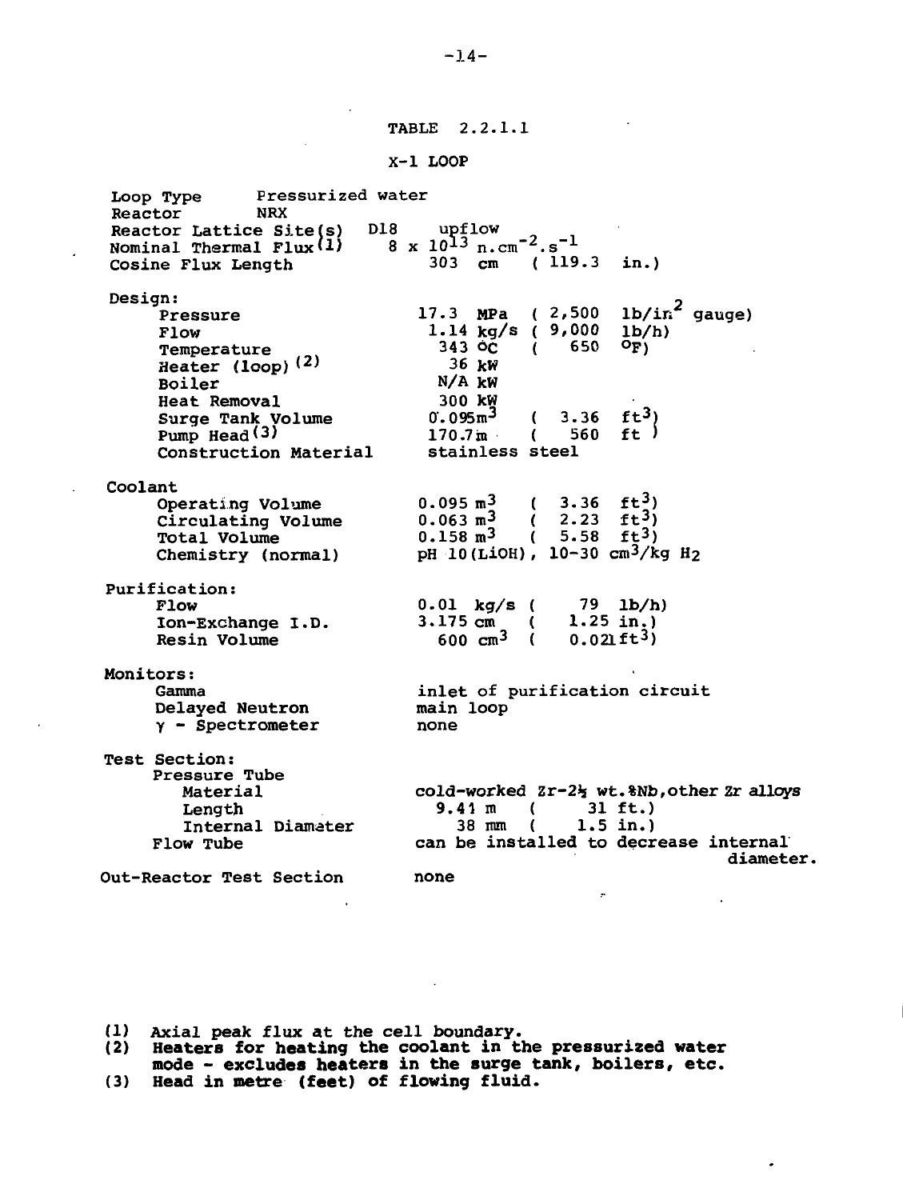TABLE 2.2.1.1

X-1 LOOP

| | | |
|---|---|---|
| Loop Type | Pressurized water | |
| Reactor | NRX | |
| Reactor Lattice Site(s) | D18 upflow | |
| Nominal Thermal Flux[(1)] | $8 \times 10^{13}$ n.cm$^{-2}$.s$^{-1}$ | |
| Cosine Flux Length | 303 cm | (119.3 in.) |
| **Design:** | | |
| Pressure | 17.3 MPa | (2,500 lb/in$^2$ gauge) |
| Flow | 1.14 kg/s | (9,000 lb/h) |
| Temperature | 343 °C | (650 °F) |
| Heater (loop)[(2)] | 36 kW | |
| Boiler | N/A kW | |
| Heat Removal | 300 kW | |
| Surge Tank Volume | 0.095 m$^3$ | (3.36 ft$^3$) |
| Pump Head[(3)] | 170.7 m | (560 ft) |
| Construction Material | stainless steel | |
| **Coolant** | | |
| Operating Volume | 0.095 m$^3$ | (3.36 ft$^3$) |
| Circulating Volume | 0.063 m$^3$ | (2.23 ft$^3$) |
| Total Volume | 0.158 m$^3$ | (5.58 ft$^3$) |
| Chemistry (normal) | pH 10 (LiOH), 10-30 cm$^3$/kg $H_2$ | |
| **Purification:** | | |
| Flow | 0.01 kg/s | (79 lb/h) |
| Ion-Exchange I.D. | 3.175 cm | (1.25 in.) |
| Resin Volume | 600 cm$^3$ | (0.021 ft$^3$) |
| **Monitors:** | | |
| Gamma | inlet of purification circuit | |
| Delayed Neutron | main loop | |
| $\gamma$ - Spectrometer | none | |
| **Test Section:** | | |
| Pressure Tube | | |
| Material | cold-worked Zr-2½ wt.%Nb, other Zr alloys | |
| Length | 9.41 m | (31 ft.) |
| Internal Diameter | 38 mm | (1.5 in.) |
| Flow Tube | can be installed to decrease internal diameter. | |
| Out-Reactor Test Section | none | |

(1) Axial peak flux at the cell boundary.

(2) Heaters for heating the coolant in the pressurized water mode - excludes heaters in the surge tank, boilers, etc.

(3) Head in metre (feet) of flowing fluid.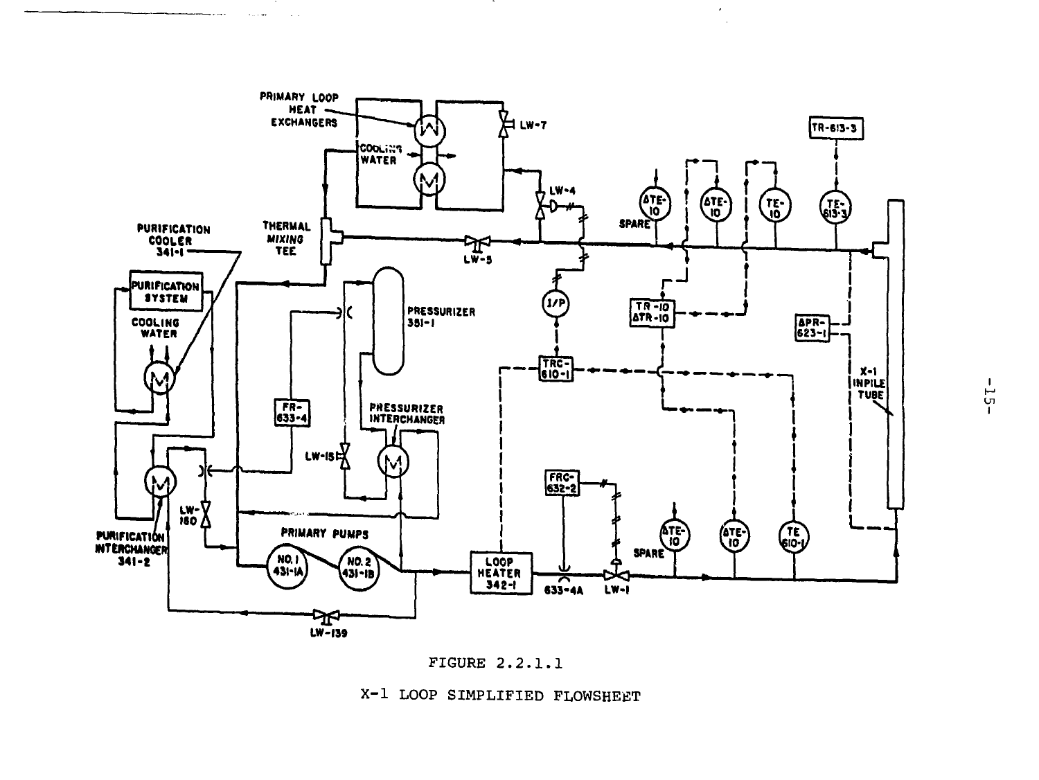FIGURE 2.2.1.1

X-1 LOOP SIMPLIFIED FLOWSHEET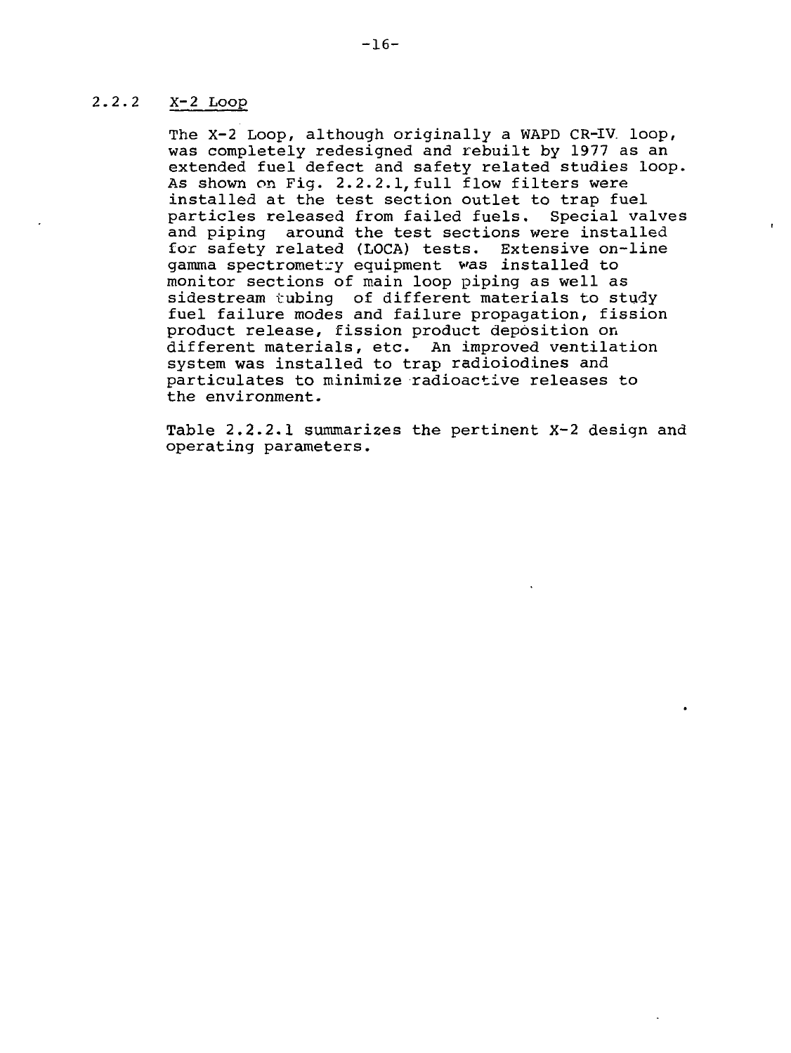### 2.2.2 X-2 Loop

The X-2 Loop, although originally a WAPD CR-IV loop, was completely redesigned and rebuilt by 1977 as an extended fuel defect and safety related studies loop. As shown on Fig. 2.2.2.1, full flow filters were installed at the test section outlet to trap fuel particles released from failed fuels. Special valves and piping around the test sections were installed for safety related (LOCA) tests. Extensive on-line gamma spectrometry equipment was installed to monitor sections of main loop piping as well as sidestream tubing of different materials to study fuel failure modes and failure propagation, fission product release, fission product deposition on different materials, etc. An improved ventilation system was installed to trap radioiodines and particulates to minimize radioactive releases to the environment.

Table 2.2.2.1 summarizes the pertinent X-2 design and operating parameters.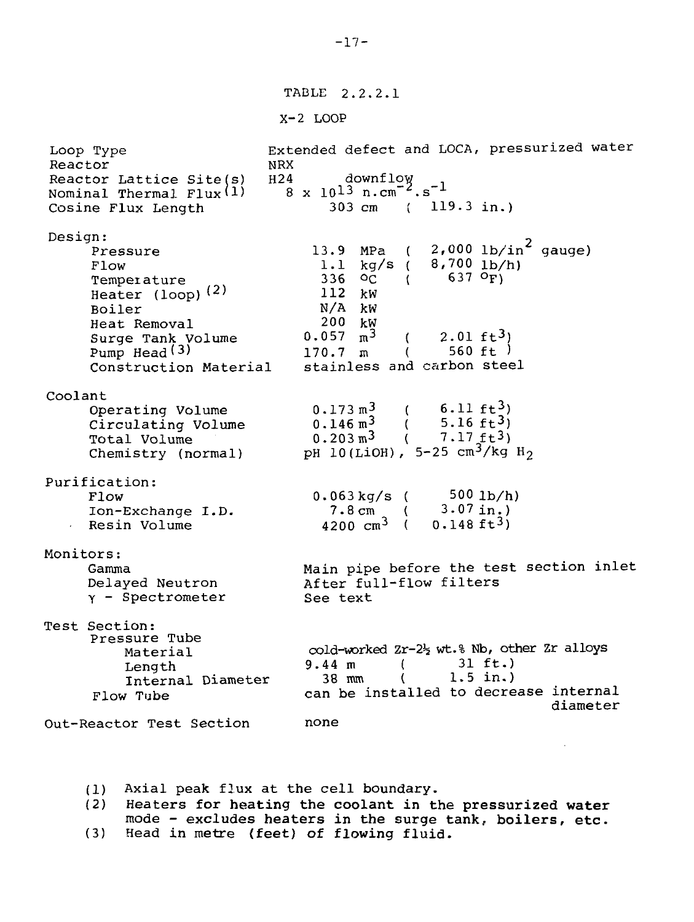TABLE 2.2.2.1

X-2 LOOP

| | |
|---|---|
| Loop Type | Extended defect and LOCA, pressurized water |
| Reactor | NRX |
| Reactor Lattice Site(s) | H24 downflow |
| Nominal Thermal Flux[1] | $8 \times 10^{13}$ $n.cm^{-2}.s^{-1}$ |
| Cosine Flux Length | 303 cm ( 119.3 in.) |
| **Design:** | |
| Pressure | 13.9 MPa ( 2,000 $lb/in^2$ gauge) |
| Flow | 1.1 kg/s ( 8,700 lb/h) |
| Temperature | 336 °C ( 637 °F) |
| Heater (loop)[2] | 112 kW |
| Boiler | N/A kW |
| Heat Removal | 200 kW |
| Surge Tank Volume | 0.057 $m^3$ ( 2.01 $ft^3$) |
| Pump Head[3] | 170.7 m ( 560 ft ) |
| Construction Material | stainless and carbon steel |
| **Coolant** | |
| Operating Volume | 0.173 $m^3$ ( 6.11 $ft^3$) |
| Circulating Volume | 0.146 $m^3$ ( 5.16 $ft^3$) |
| Total Volume | 0.203 $m^3$ ( 7.17 $ft^3$) |
| Chemistry (normal) | pH 10(LiOH), 5-25 $cm^3/kg$ $H_2$ |
| **Purification:** | |
| Flow | 0.063 kg/s ( 500 lb/h) |
| Ion-Exchange I.D. | 7.8 cm ( 3.07 in.) |
| Resin Volume | 4200 $cm^3$ ( 0.148 $ft^3$) |
| **Monitors:** | |
| Gamma | Main pipe before the test section inlet |
| Delayed Neutron | After full-flow filters |
| $\gamma$ - Spectrometer | See text |
| **Test Section:** | |
| Pressure Tube | |
| Material | cold-worked Zr-2½ wt.% Nb, other Zr alloys |
| Length | 9.44 m ( 31 ft.) |
| Internal Diameter | 38 mm ( 1.5 in.) |
| Flow Tube | can be installed to decrease internal diameter |
| Out-Reactor Test Section | none |

(1) Axial peak flux at the cell boundary.
(2) Heaters for heating the coolant in the pressurized water mode - excludes heaters in the surge tank, boilers, etc.
(3) Head in metre (feet) of flowing fluid.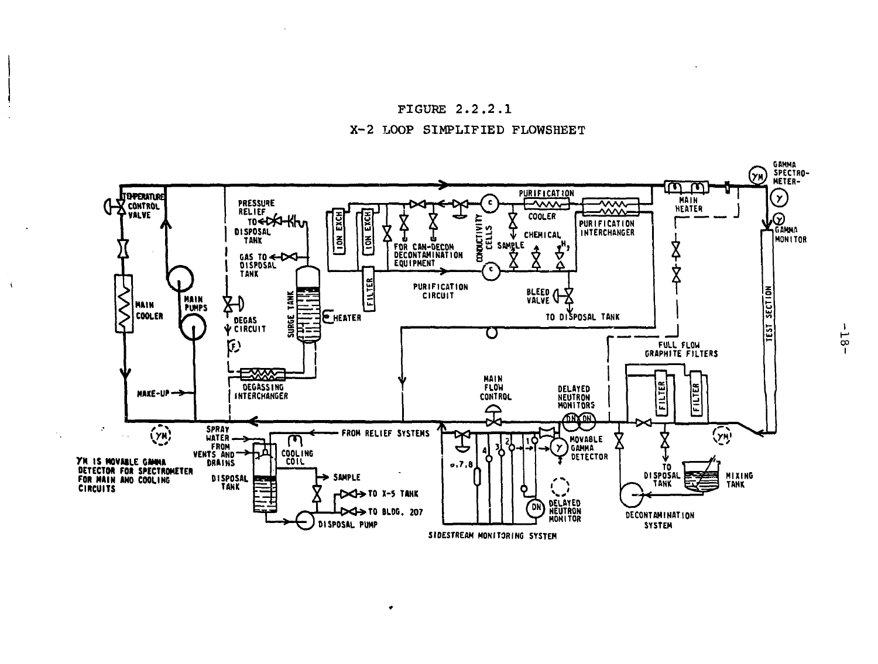FIGURE 2.2.2.1

X-2 LOOP SIMPLIFIED FLOWSHEET

TEMPERATURE CONTROL VALVE

MAIN COOLER

MAIN PUMPS

MAKE-UP

PRESSURE RELIEF TO DISPOSAL TANK

GAS TO DISPOSAL TANK

DEGAS CIRCUIT

SURGE TANK

HEATER

DEGASSING INTERCHANGER

ION EXCH

ION EXCH

FILTER

FOR CAN-DECON DECONTAMINATION EQUIPMENT

CONDUCTIVITY CELLS

PURIFICATION CIRCUIT

PURIFICATION

COOLER

SAMPLE

CHEMICAL

$H_2$

PURIFICATION INTERCHANGER

BLEED VALVE

TO DISPOSAL TANK

MAIN HEATER

GAMMA SPECTROMETER

GAMMA MONITOR

TEST SECTION

FULL FLOW GRAPHITE FILTERS

FILTER

FILTER

MAIN FLOW CONTROL

DELAYED NEUTRON MONITORS

MOVABLE GAMMA DETECTOR

DELAYED NEUTRON MONITOR

SIDESTREAM MONITORING SYSTEM

SPRAY WATER

FROM VENTS AND DRAINS

FROM RELIEF SYSTEMS

COOLING COIL

DISPOSAL TANK

SAMPLE

TO X-5 TANK

TO BLDG. 207

DISPOSAL PUMP

TO DISPOSAL TANK

MIXING TANK

DECONTAMINATION SYSTEM

YM IS MOVABLE GAMMA DETECTOR FOR SPECTROMETER FOR MAIN AND COOLING CIRCUITS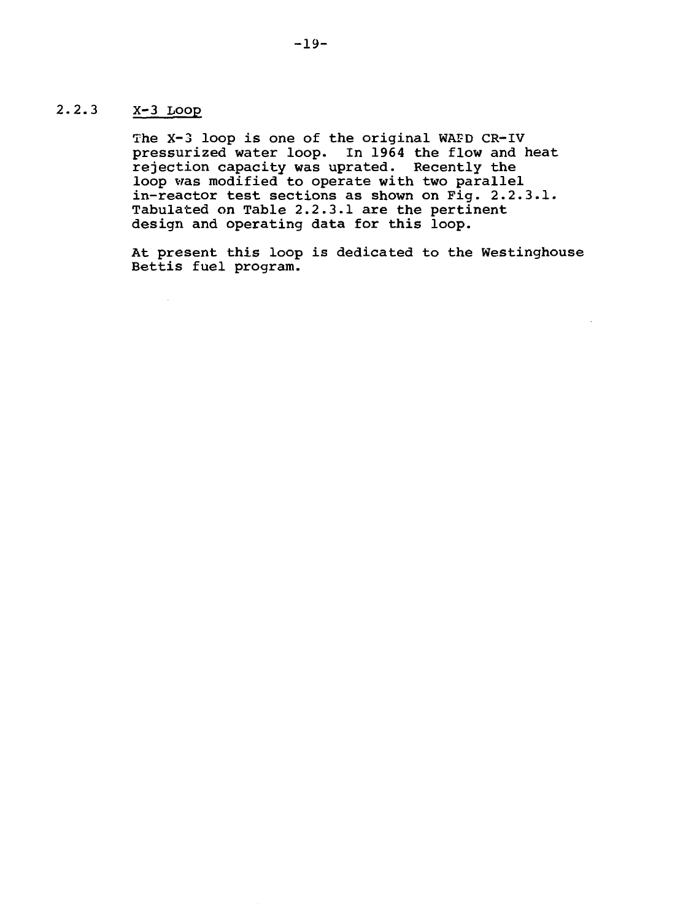### 2.2.3 X-3 Loop

The X-3 loop is one of the original WAFD CR-IV pressurized water loop. In 1964 the flow and heat rejection capacity was uprated. Recently the loop was modified to operate with two parallel in-reactor test sections as shown on Fig. 2.2.3.1. Tabulated on Table 2.2.3.1 are the pertinent design and operating data for this loop.

At present this loop is dedicated to the Westinghouse Bettis fuel program.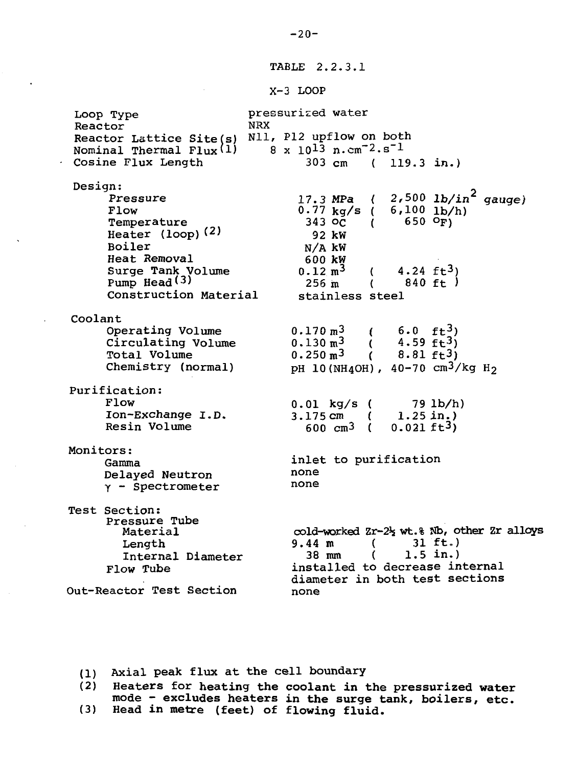TABLE 2.2.3.1

X-3 LOOP

| | |
|---|---|
| Loop Type | pressurized water |
| Reactor | NRX |
| Reactor Lattice Site(s) | N11, P12 upflow on both |
| Nominal Thermal Flux(1) | $8 \times 10^{13}$ n.cm$^{-2}$.s$^{-1}$ |
| Cosine Flux Length | 303 cm ( 119.3 in.) |
| **Design:** | |
| Pressure | 17.3 MPa ( 2,500 lb/in$^2$ *gauge*) |
| Flow | 0.77 kg/s ( 6,100 lb/h) |
| Temperature | 343 °C ( 650 °F) |
| Heater (loop)(2) | 92 kW |
| Boiler | N/A kW |
| Heat Removal | 600 kW |
| Surge Tank Volume | 0.12 m$^3$ ( 4.24 ft$^3$) |
| Pump Head(3) | 256 m ( 840 ft ) |
| Construction Material | stainless steel |
| **Coolant** | |
| Operating Volume | 0.170 m$^3$ ( 6.0 ft$^3$) |
| Circulating Volume | 0.130 m$^3$ ( 4.59 ft$^3$) |
| Total Volume | 0.250 m$^3$ ( 8.81 ft$^3$) |
| Chemistry (normal) | pH 10($NH_4OH$), 40-70 cm$^3$/kg $H_2$ |
| **Purification:** | |
| Flow | 0.01 kg/s ( 79 lb/h) |
| Ion-Exchange I.D. | 3.175 cm ( 1.25 in.) |
| Resin Volume | 600 cm$^3$ ( 0.021 ft$^3$) |
| **Monitors:** | |
| Gamma | inlet to purification |
| Delayed Neutron | none |
| $\gamma$ - Spectrometer | none |
| **Test Section:** | |
| Pressure Tube | |
| Material | cold-worked Zr-2½ wt.% Nb, other Zr alloys |
| Length | 9.44 m ( 31 ft.) |
| Internal Diameter | 38 mm ( 1.5 in.) |
| Flow Tube | installed to decrease internal diameter in both test sections |
| Out-Reactor Test Section | none |

(1) Axial peak flux at the cell boundary
(2) Heaters for heating the coolant in the pressurized water mode - excludes heaters in the surge tank, boilers, etc.
(3) Head in metre (feet) of flowing fluid.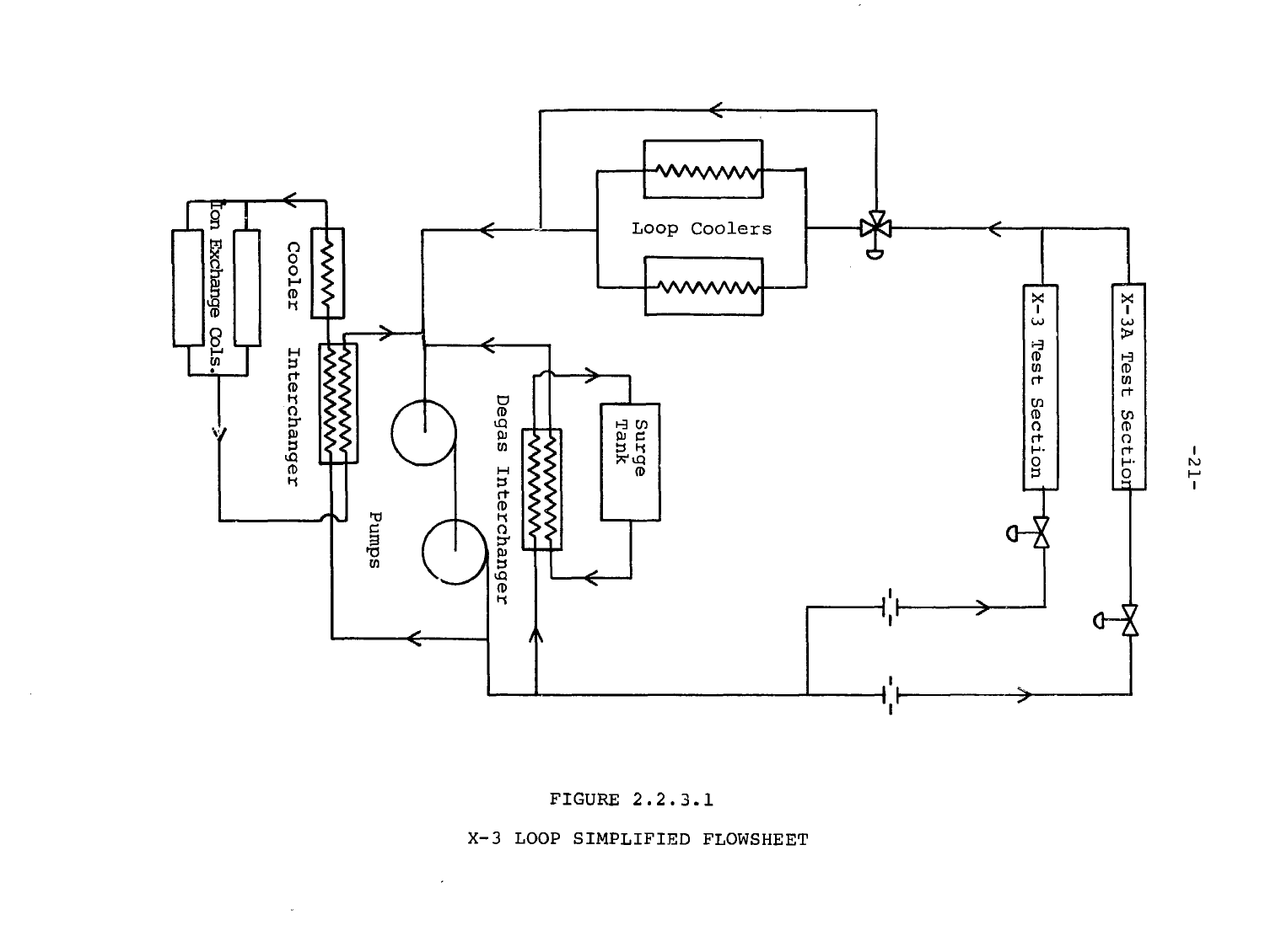FIGURE 2.2.3.1

X-3 LOOP SIMPLIFIED FLOWSHEET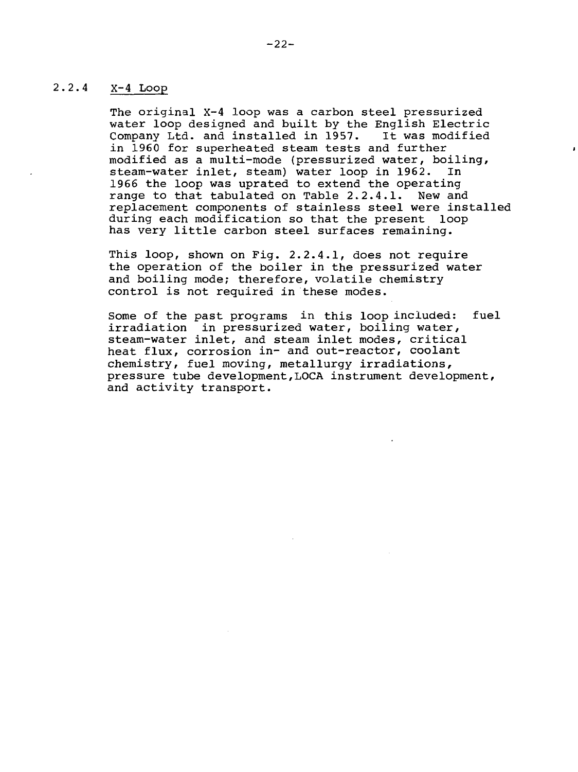### 2.2.4 X-4 Loop

The original X-4 loop was a carbon steel pressurized water loop designed and built by the English Electric Company Ltd. and installed in 1957. It was modified in 1960 for superheated steam tests and further modified as a multi-mode (pressurized water, boiling, steam-water inlet, steam) water loop in 1962. In 1966 the loop was uprated to extend the operating range to that tabulated on Table 2.2.4.1. New and replacement components of stainless steel were installed during each modification so that the present loop has very little carbon steel surfaces remaining.

This loop, shown on Fig. 2.2.4.1, does not require the operation of the boiler in the pressurized water and boiling mode; therefore, volatile chemistry control is not required in these modes.

Some of the past programs in this loop included: fuel irradiation in pressurized water, boiling water, steam-water inlet, and steam inlet modes, critical heat flux, corrosion in- and out-reactor, coolant chemistry, fuel moving, metallurgy irradiations, pressure tube development, LOCA instrument development, and activity transport.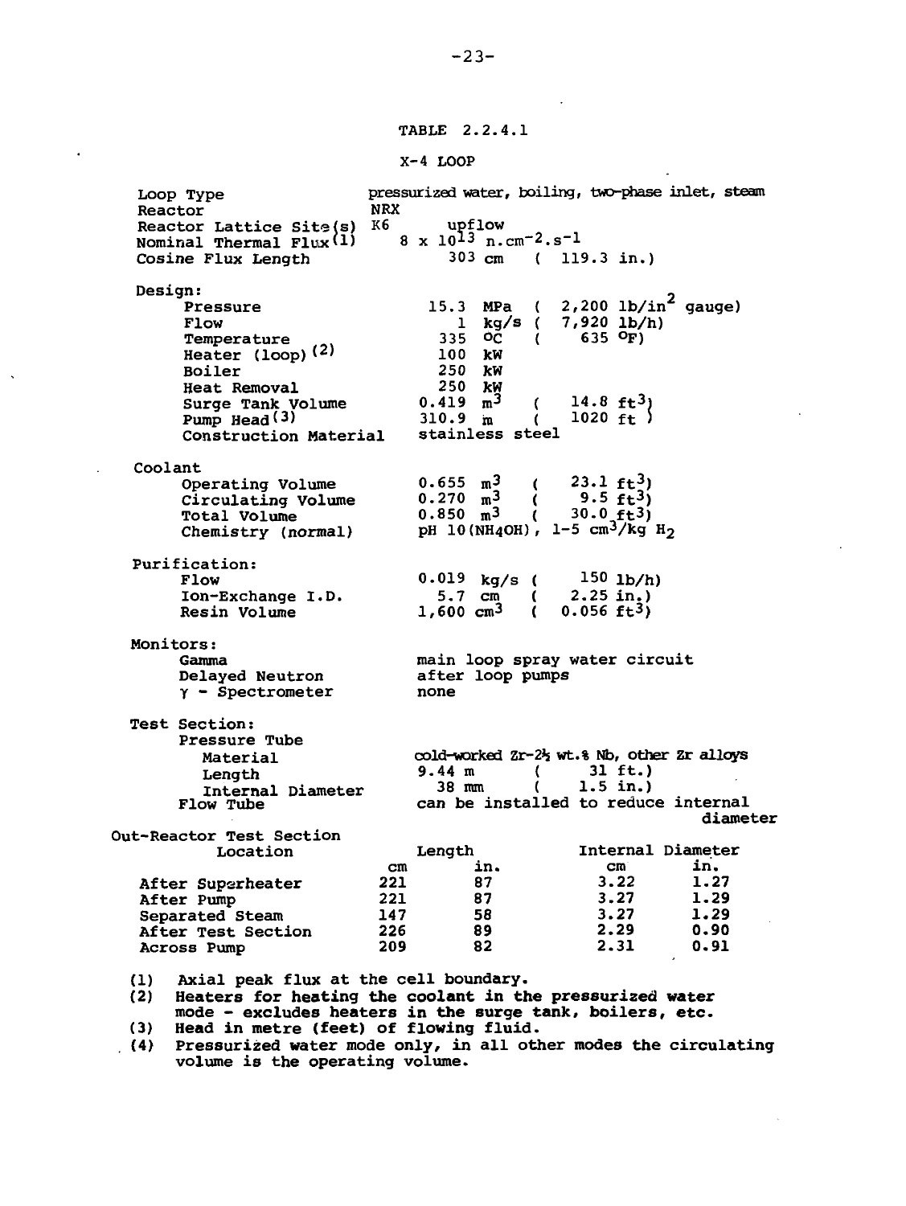# TABLE 2.2.4.1

## X-4 LOOP

| | |
|---|---|
| Loop Type | pressurized water, boiling, two-phase inlet, steam |
| Reactor | NRX |
| Reactor Lattice Site(s) | K6 upflow |
| Nominal Thermal Flux(1) | $8 \times 10^{13}$ n.cm$^{-2}$.s$^{-1}$ |
| Cosine Flux Length | 303 cm ( 119.3 in.) |

**Design:**

| | |
|---|---|
| Pressure | 15.3 MPa ( 2,200 lb/in$^2$ gauge) |
| Flow | 1 kg/s ( 7,920 lb/h) |
| Temperature | 335 °C ( 635 °F) |
| Heater (loop)(2) | 100 kW |
| Boiler | 250 kW |
| Heat Removal | 250 kW |
| Surge Tank Volume | 0.419 m$^3$ ( 14.8 ft$^3$) |
| Pump Head(3) | 310.9 m ( 1020 ft ) |
| Construction Material | stainless steel |

**Coolant**

| | |
|---|---|
| Operating Volume | 0.655 m$^3$ ( 23.1 ft$^3$) |
| Circulating Volume | 0.270 m$^3$ ( 9.5 ft$^3$) |
| Total Volume | 0.850 m$^3$ ( 30.0 ft$^3$) |
| Chemistry (normal) | pH 10($NH_4OH$), 1-5 cm$^3$/kg $H_2$ |

**Purification:**

| | |
|---|---|
| Flow | 0.019 kg/s ( 150 lb/h) |
| Ion-Exchange I.D. | 5.7 cm ( 2.25 in.) |
| Resin Volume | 1,600 cm$^3$ ( 0.056 ft$^3$) |

**Monitors:**

| | |
|---|---|
| Gamma | main loop spray water circuit |
| Delayed Neutron | after loop pumps |
| γ - Spectrometer | none |

**Test Section:**

| | |
|---|---|
| Pressure Tube | |
| Material | cold-worked Zr-2½ wt.% Nb, other Zr alloys |
| Length | 9.44 m ( 31 ft.) |
| Internal Diameter | 38 mm ( 1.5 in.) |
| Flow Tube | can be installed to reduce internal diameter |

**Out-Reactor Test Section**

| Location | Length (cm) | Length (in.) | Internal Diameter (cm) | Internal Diameter (in.) |
|---|---|---|---|---|
| After Superheater | 221 | 87 | 3.22 | 1.27 |
| After Pump | 221 | 87 | 3.27 | 1.29 |
| Separated Steam | 147 | 58 | 3.27 | 1.29 |
| After Test Section | 226 | 89 | 2.29 | 0.90 |
| Across Pump | 209 | 82 | 2.31 | 0.91 |

(1) Axial peak flux at the cell boundary.
(2) Heaters for heating the coolant in the pressurized water mode - excludes heaters in the surge tank, boilers, etc.
(3) Head in metre (feet) of flowing fluid.
(4) Pressurized water mode only, in all other modes the circulating volume is the operating volume.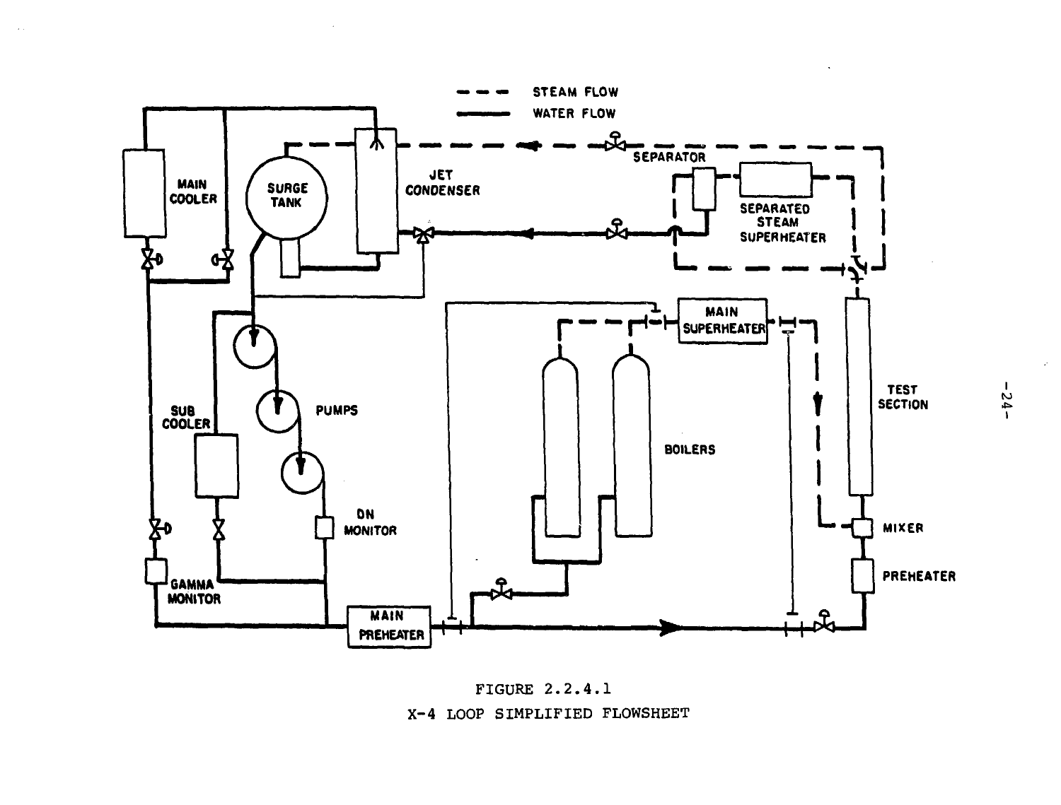FIGURE 2.2.4.1

X-4 LOOP SIMPLIFIED FLOWSHEET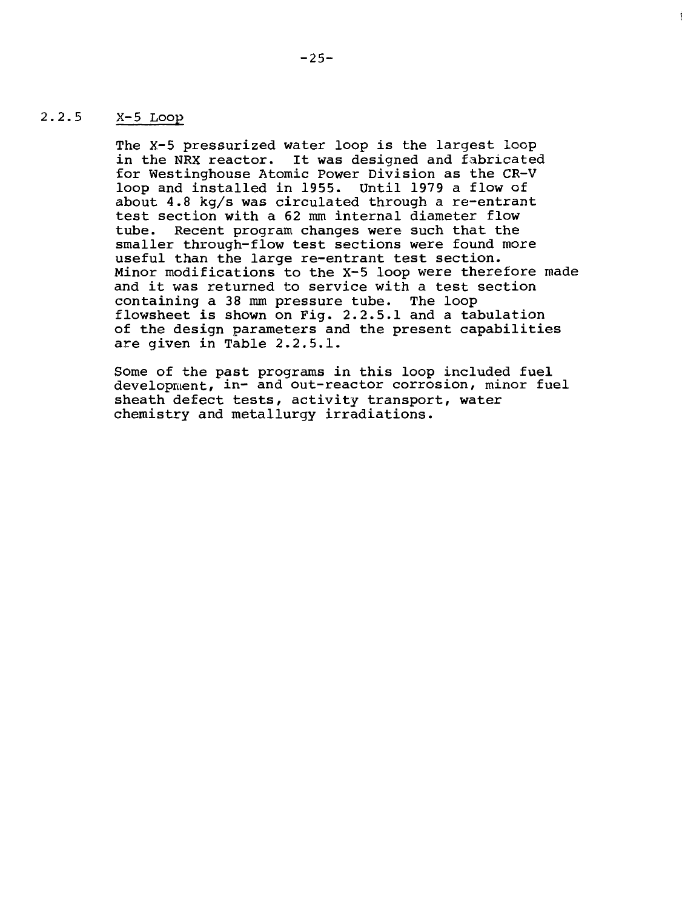### 2.2.5 X-5 Loop

The X-5 pressurized water loop is the largest loop in the NRX reactor. It was designed and fabricated for Westinghouse Atomic Power Division as the CR-V loop and installed in 1955. Until 1979 a flow of about 4.8 kg/s was circulated through a re-entrant test section with a 62 mm internal diameter flow tube. Recent program changes were such that the smaller through-flow test sections were found more useful than the large re-entrant test section. Minor modifications to the X-5 loop were therefore made and it was returned to service with a test section containing a 38 mm pressure tube. The loop flowsheet is shown on Fig. 2.2.5.1 and a tabulation of the design parameters and the present capabilities are given in Table 2.2.5.1.

Some of the past programs in this loop included fuel development, in- and out-reactor corrosion, minor fuel sheath defect tests, activity transport, water chemistry and metallurgy irradiations.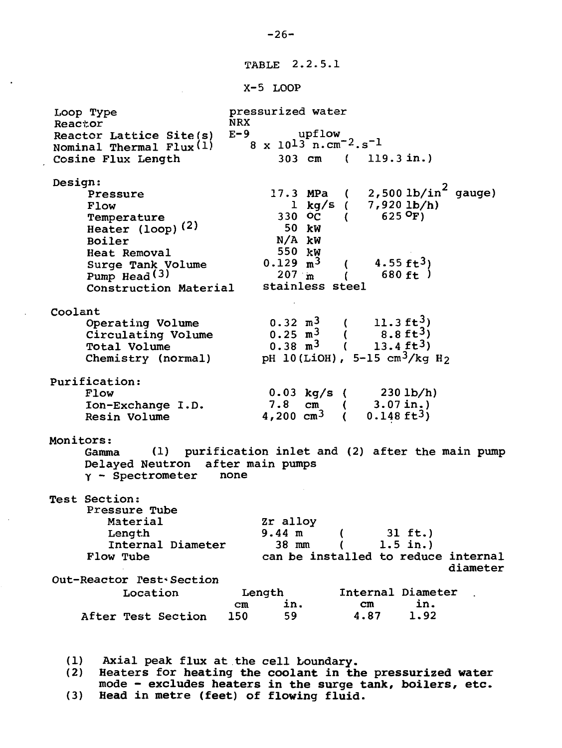### TABLE 2.2.5.1

### X-5 LOOP

| | | |
|---|---|---|
| Loop Type | pressurized water | |
| Reactor | NRX | |
| Reactor Lattice Site(s) | E-9 upflow | |
| Nominal Thermal Flux (1) | $8 \times 10^{13}$ n.cm$^{-2}$.s$^{-1}$ | |
| Cosine Flux Length | 303 cm | (119.3 in.) |
| **Design:** | | |
| Pressure | 17.3 MPa | (2,500 lb/in$^2$ gauge) |
| Flow | 1 kg/s | (7,920 lb/h) |
| Temperature | 330 °C | (625 °F) |
| Heater (loop) (2) | 50 kW | |
| Boiler | N/A kW | |
| Heat Removal | 550 kW | |
| Surge Tank Volume | 0.129 m$^3$ | (4.55 ft$^3$) |
| Pump Head (3) | 207 m | (680 ft) |
| Construction Material | stainless steel | |
| **Coolant** | | |
| Operating Volume | 0.32 m$^3$ | (11.3 ft$^3$) |
| Circulating Volume | 0.25 m$^3$ | (8.8 ft$^3$) |
| Total Volume | 0.38 m$^3$ | (13.4 ft$^3$) |
| Chemistry (normal) | pH 10(LiOH), 5-15 cm$^3$/kg $H_2$ | |
| **Purification:** | | |
| Flow | 0.03 kg/s | (230 lb/h) |
| Ion-Exchange I.D. | 7.8 cm | (3.07 in.) |
| Resin Volume | 4,200 cm$^3$ | (0.148 ft$^3$) |
| **Monitors:** | | |
| Gamma | (1) purification inlet and (2) after the main pump | |
| Delayed Neutron | after main pumps | |
| γ - Spectrometer | none | |
| **Test Section:** | | |
| Pressure Tube | | |
| Material | Zr alloy | |
| Length | 9.44 m | (31 ft.) |
| Internal Diameter | 38 mm | (1.5 in.) |
| Flow Tube | can be installed to reduce internal diameter | |

Out-Reactor Test Section

| Location | Length cm | Length in. | Internal Diameter cm | Internal Diameter in. |
|---|---|---|---|---|
| After Test Section | 150 | 59 | 4.87 | 1.92 |

(1) Axial peak flux at the cell boundary.
(2) Heaters for heating the coolant in the pressurized water mode - excludes heaters in the surge tank, boilers, etc.
(3) Head in metre (feet) of flowing fluid.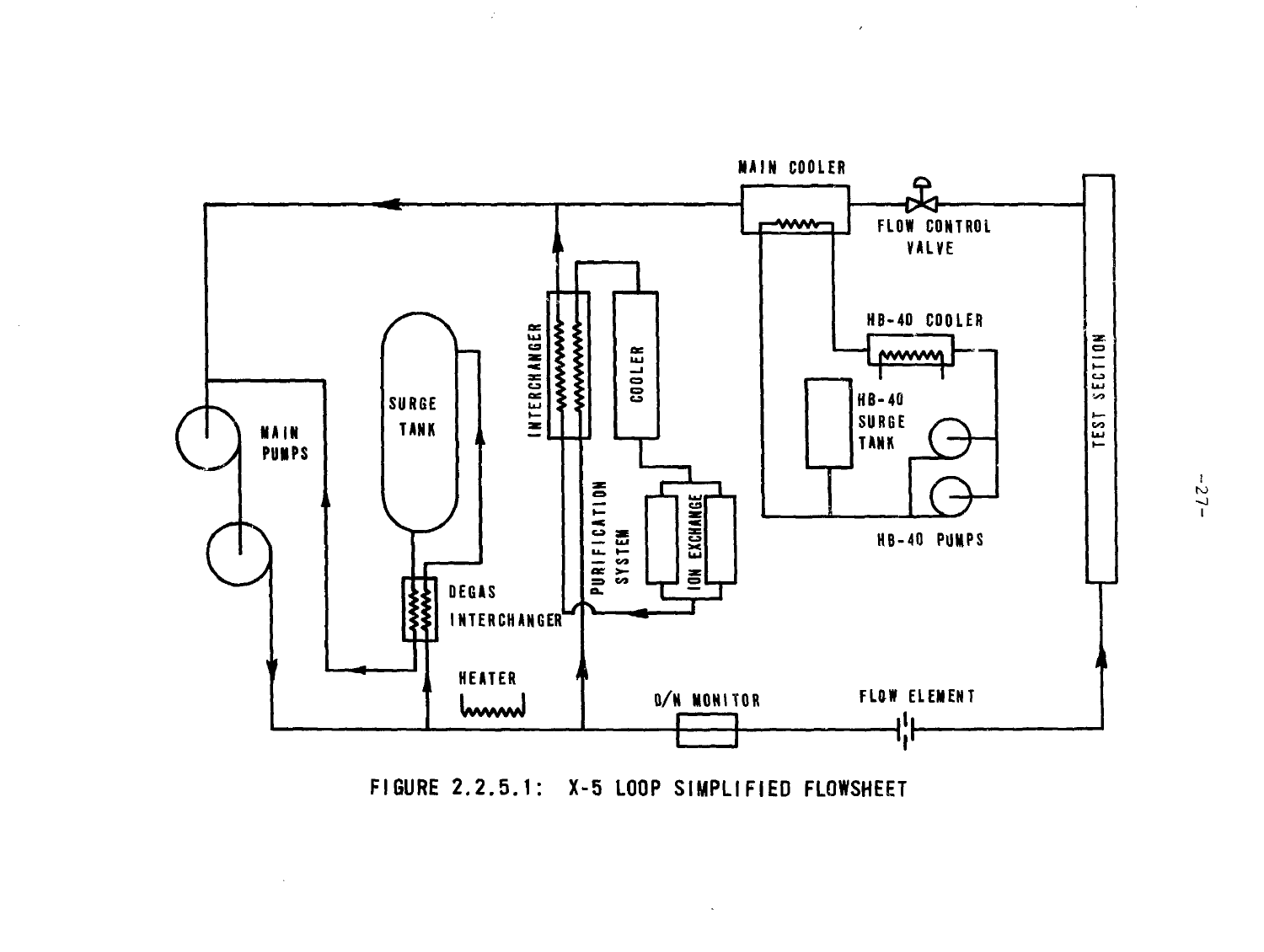FIGURE 2.2.5.1: X-5 LOOP SIMPLIFIED FLOWSHEET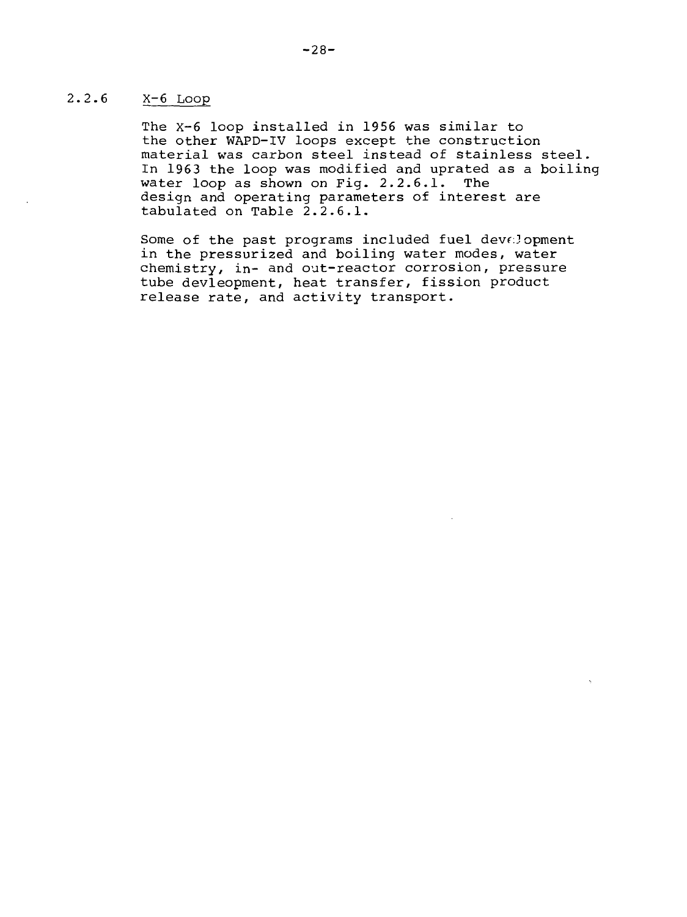### 2.2.6 X-6 Loop

The X-6 loop installed in 1956 was similar to the other WAPD-IV loops except the construction material was carbon steel instead of stainless steel. In 1963 the loop was modified and uprated as a boiling water loop as shown on Fig. 2.2.6.1. The design and operating parameters of interest are tabulated on Table 2.2.6.1.

Some of the past programs included fuel development in the pressurized and boiling water modes, water chemistry, in- and out-reactor corrosion, pressure tube devleopment, heat transfer, fission product release rate, and activity transport.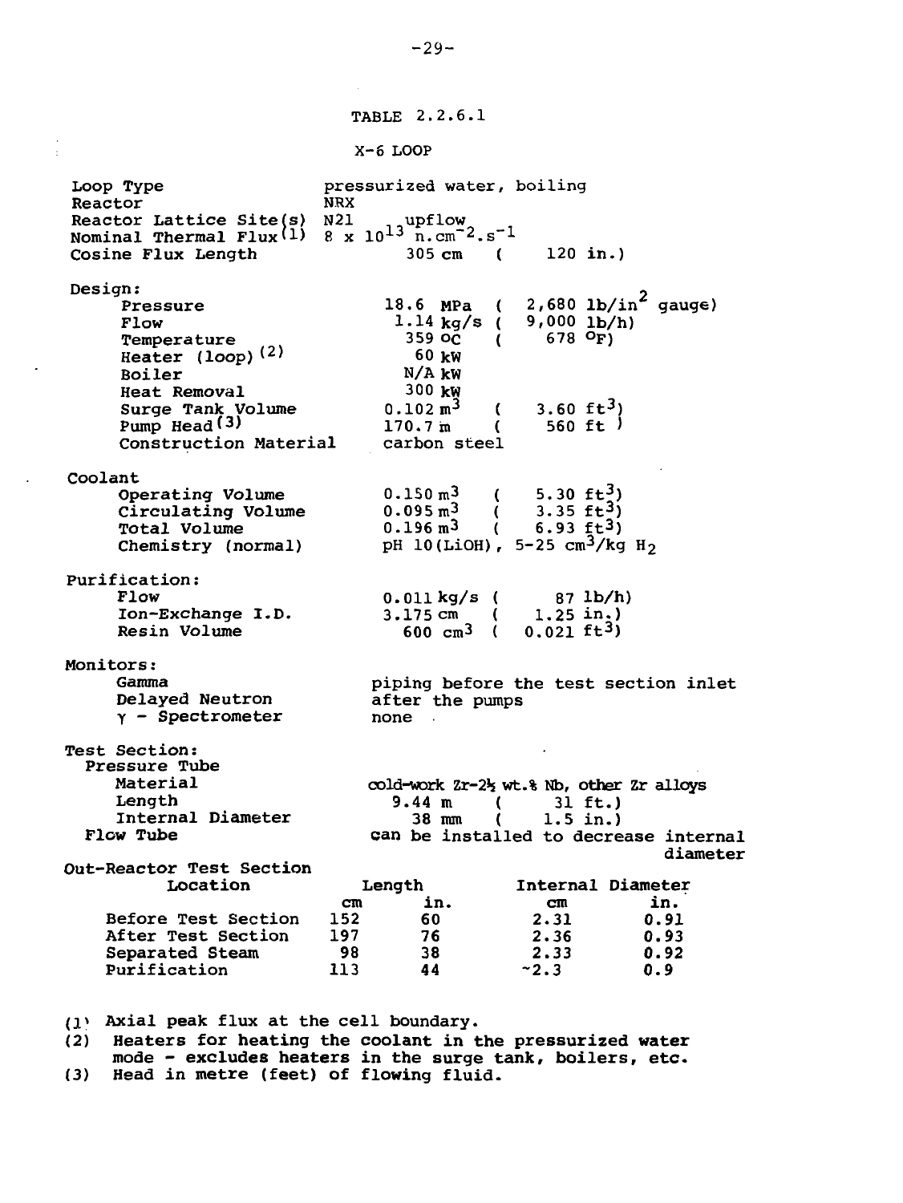## TABLE 2.2.6.1

### X-6 LOOP

| | | |
|---|---|---|
| Loop Type | pressurized water, boiling | |
| Reactor | NRX | |
| Reactor Lattice Site(s) | N21 upflow | |
| Nominal Thermal Flux[1] | $8 \times 10^{13}$ n.cm$^{-2}$.s$^{-1}$ | |
| Cosine Flux Length | 305 cm | (120 in.) |
| **Design:** | | |
| Pressure | 18.6 MPa | (2,680 lb/in$^2$ gauge) |
| Flow | 1.14 kg/s | (9,000 lb/h) |
| Temperature | 359 °C | (678 °F) |
| Heater (loop)[2] | 60 kW | |
| Boiler | N/A kW | |
| Heat Removal | 300 kW | |
| Surge Tank Volume | 0.102 m$^3$ | (3.60 ft$^3$) |
| Pump Head[3] | 170.7 m | (560 ft) |
| Construction Material | carbon steel | |
| **Coolant** | | |
| Operating Volume | 0.150 m$^3$ | (5.30 ft$^3$) |
| Circulating Volume | 0.095 m$^3$ | (3.35 ft$^3$) |
| Total Volume | 0.196 m$^3$ | (6.93 ft$^3$) |
| Chemistry (normal) | pH 10(LiOH), 5-25 cm$^3$/kg $H_2$ | |
| **Purification:** | | |
| Flow | 0.011 kg/s | (87 lb/h) |
| Ion-Exchange I.D. | 3.175 cm | (1.25 in.) |
| Resin Volume | 600 cm$^3$ | (0.021 ft$^3$) |
| **Monitors:** | | |
| Gamma | piping before the test section inlet | |
| Delayed Neutron | after the pumps | |
| $\gamma$ - Spectrometer | none | |
| **Test Section:** | | |
| Pressure Tube | | |
| Material | cold-work Zr-2½ wt.% Nb, other Zr alloys | |
| Length | 9.44 m | (31 ft.) |
| Internal Diameter | 38 mm | (1.5 in.) |
| Flow Tube | can be installed to decrease internal diameter | |

**Out-Reactor Test Section**

| Location | Length (cm) | Length (in.) | Internal Diameter (cm) | Internal Diameter (in.) |
|---|---|---|---|---|
| Before Test Section | 152 | 60 | 2.31 | 0.91 |
| After Test Section | 197 | 76 | 2.36 | 0.93 |
| Separated Steam | 98 | 38 | 2.33 | 0.92 |
| Purification | 113 | 44 | ~2.3 | 0.9 |

(1) Axial peak flux at the cell boundary.
(2) Heaters for heating the coolant in the pressurized water mode - excludes heaters in the surge tank, boilers, etc.
(3) Head in metre (feet) of flowing fluid.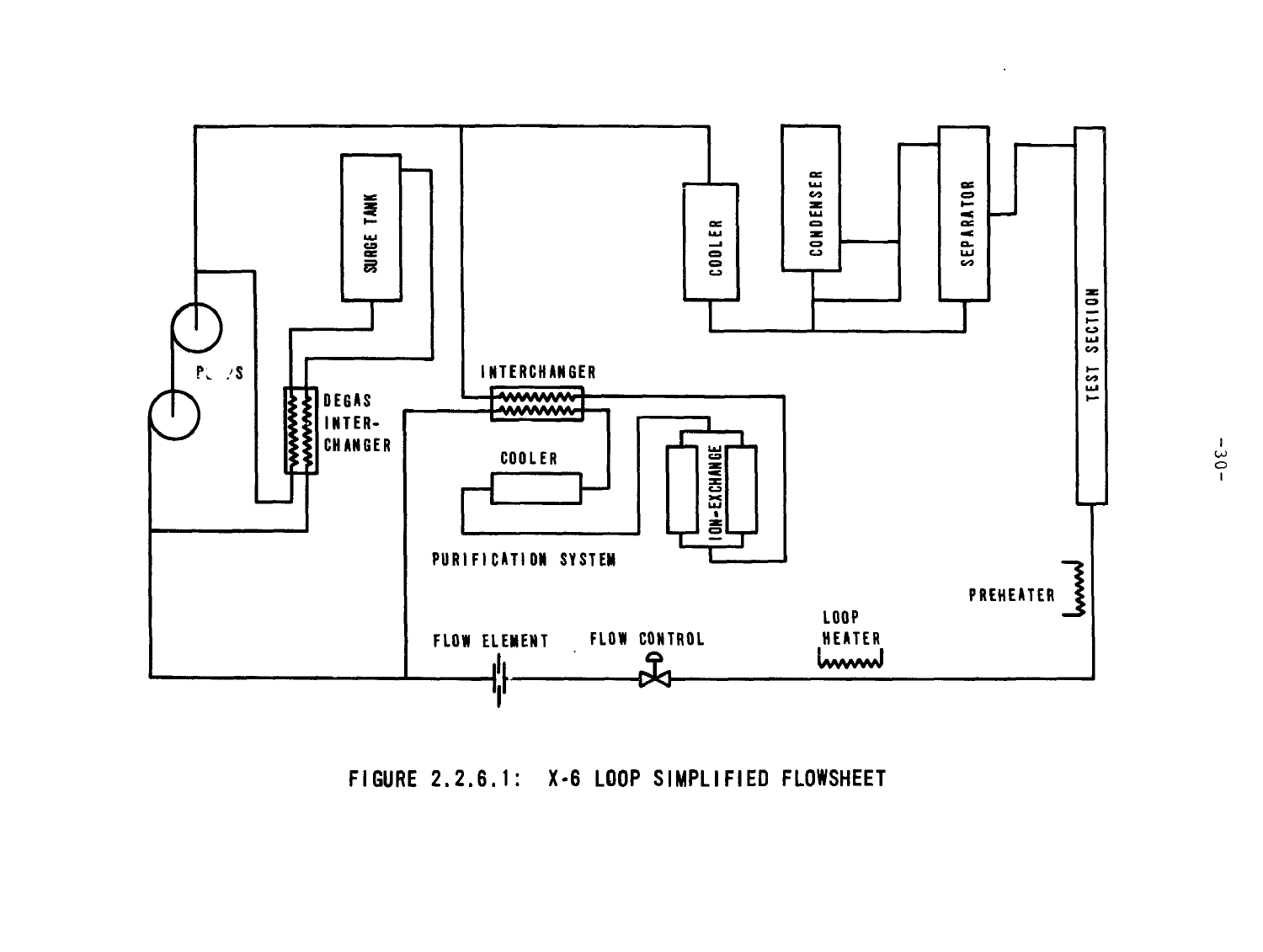FIGURE 2.2.6.1: X-6 LOOP SIMPLIFIED FLOWSHEET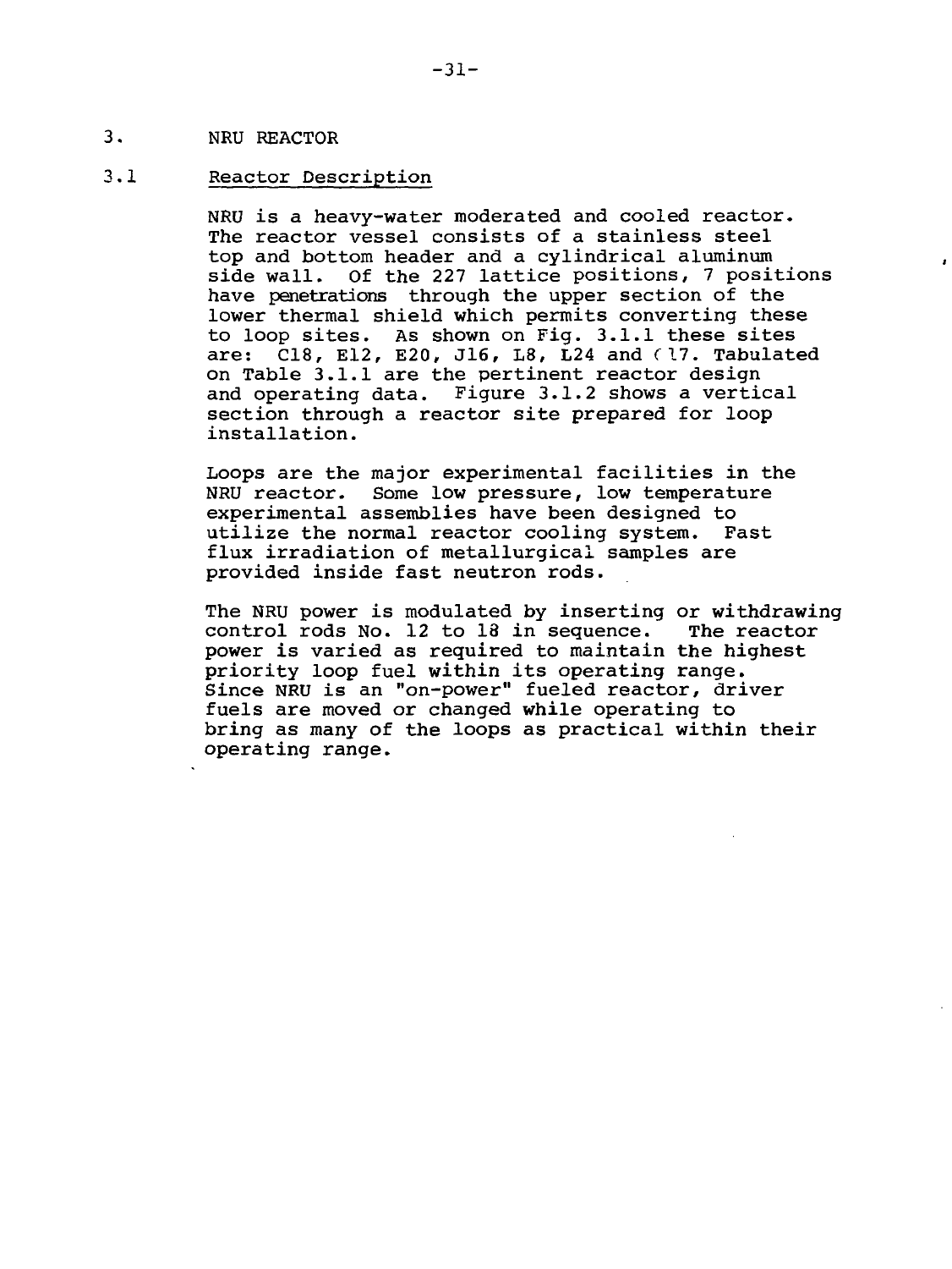## 3. NRU REACTOR

### 3.1 Reactor Description

NRU is a heavy-water moderated and cooled reactor. The reactor vessel consists of a stainless steel top and bottom header and a cylindrical aluminum side wall. Of the 227 lattice positions, 7 positions have penetrations through the upper section of the lower thermal shield which permits converting these to loop sites. As shown on Fig. 3.1.1 these sites are: C18, E12, E20, J16, L8, L24 and (17. Tabulated on Table 3.1.1 are the pertinent reactor design and operating data. Figure 3.1.2 shows a vertical section through a reactor site prepared for loop installation.

Loops are the major experimental facilities in the NRU reactor. Some low pressure, low temperature experimental assemblies have been designed to utilize the normal reactor cooling system. Fast flux irradiation of metallurgical samples are provided inside fast neutron rods.

The NRU power is modulated by inserting or withdrawing control rods No. 12 to 18 in sequence. The reactor power is varied as required to maintain the highest priority loop fuel within its operating range. Since NRU is an "on-power" fueled reactor, driver fuels are moved or changed while operating to bring as many of the loops as practical within their operating range.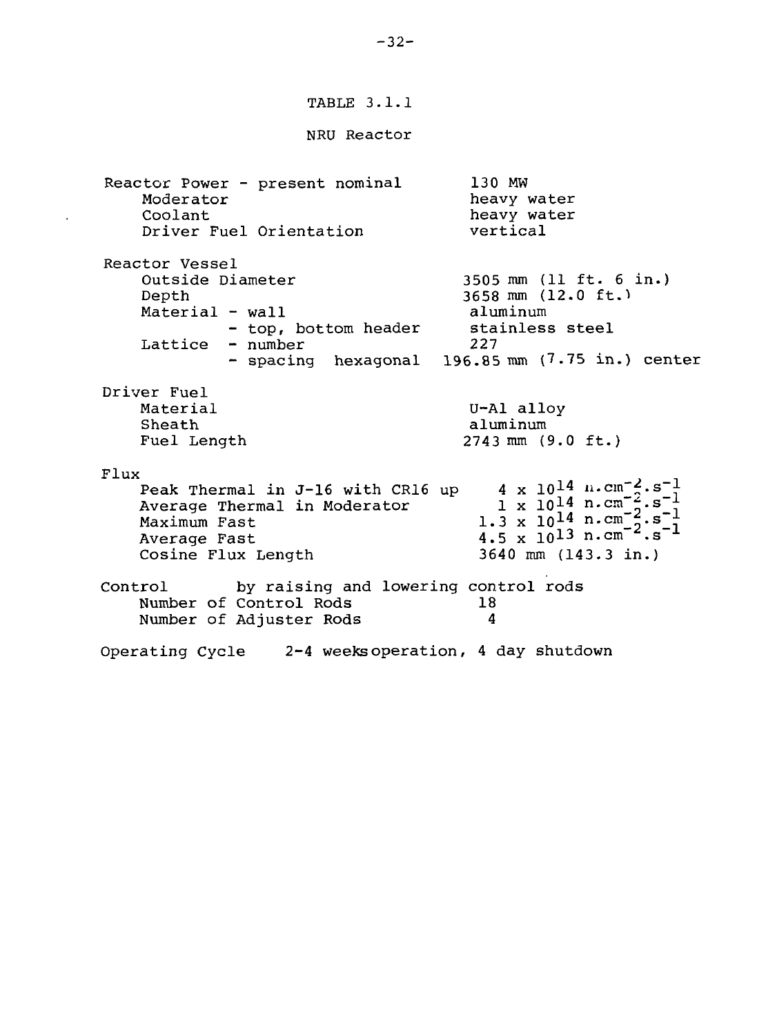# TABLE 3.1.1

## NRU Reactor

| | |
|---|---|
| Reactor Power - present nominal | 130 MW |
| Moderator | heavy water |
| Coolant | heavy water |
| Driver Fuel Orientation | vertical |
| **Reactor Vessel** | |
| Outside Diameter | 3505 mm (11 ft. 6 in.) |
| Depth | 3658 mm (12.0 ft.) |
| Material - wall | aluminum |
| - top, bottom header | stainless steel |
| Lattice - number | 227 |
| - spacing hexagonal | 196.85 mm (7.75 in.) center |
| **Driver Fuel** | |
| Material | U-Al alloy |
| Sheath | aluminum |
| Fuel Length | 2743 mm (9.0 ft.) |
| **Flux** | |
| Peak Thermal in J-16 with CR16 up | $4 \times 10^{14}$ $n.cm^{-2}.s^{-1}$ |
| Average Thermal in Moderator | $1 \times 10^{14}$ $n.cm^{-2}.s^{-1}$ |
| Maximum Fast | $1.3 \times 10^{14}$ $n.cm^{-2}.s^{-1}$ |
| Average Fast | $4.5 \times 10^{13}$ $n.cm^{-2}.s^{-1}$ |
| Cosine Flux Length | 3640 mm (143.3 in.) |
| **Control** by raising and lowering control rods | |
| Number of Control Rods | 18 |
| Number of Adjuster Rods | 4 |
| **Operating Cycle** 2-4 weeks operation, 4 day shutdown | |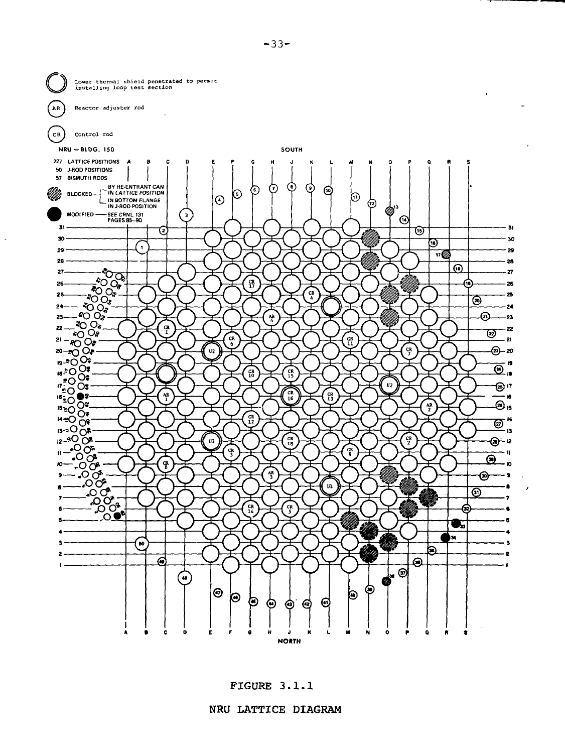FIGURE 3.1.1

NRU LATTICE DIAGRAM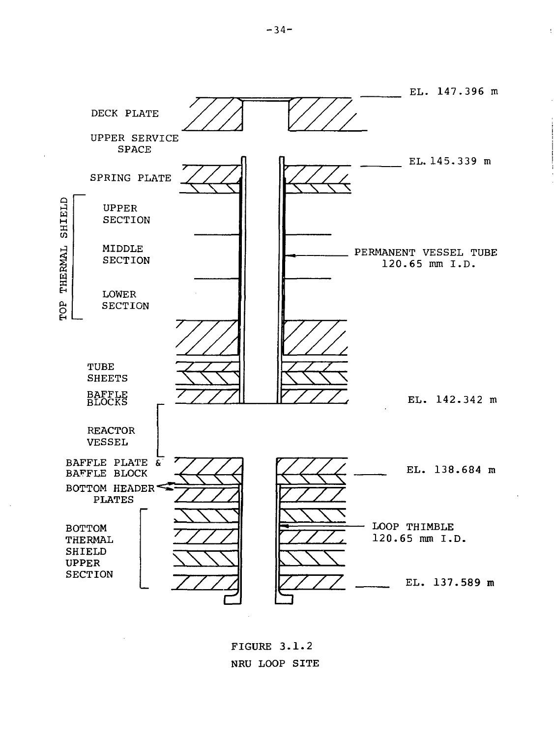DECK PLATE

UPPER SERVICE SPACE

SPRING PLATE

TOP THERMAL SHIELD

- UPPER SECTION
- MIDDLE SECTION
- LOWER SECTION

TUBE SHEETS

BAFFLE BLOCKS

REACTOR VESSEL

BAFFLE PLATE & BAFFLE BLOCK

BOTTOM HEADER PLATES

BOTTOM THERMAL SHIELD UPPER SECTION

EL. 147.396 m

EL. 145.339 m

PERMANENT VESSEL TUBE 120.65 mm I.D.

EL. 142.342 m

EL. 138.684 m

LOOP THIMBLE 120.65 mm I.D.

EL. 137.589 m

FIGURE 3.1.2

NRU LOOP SITE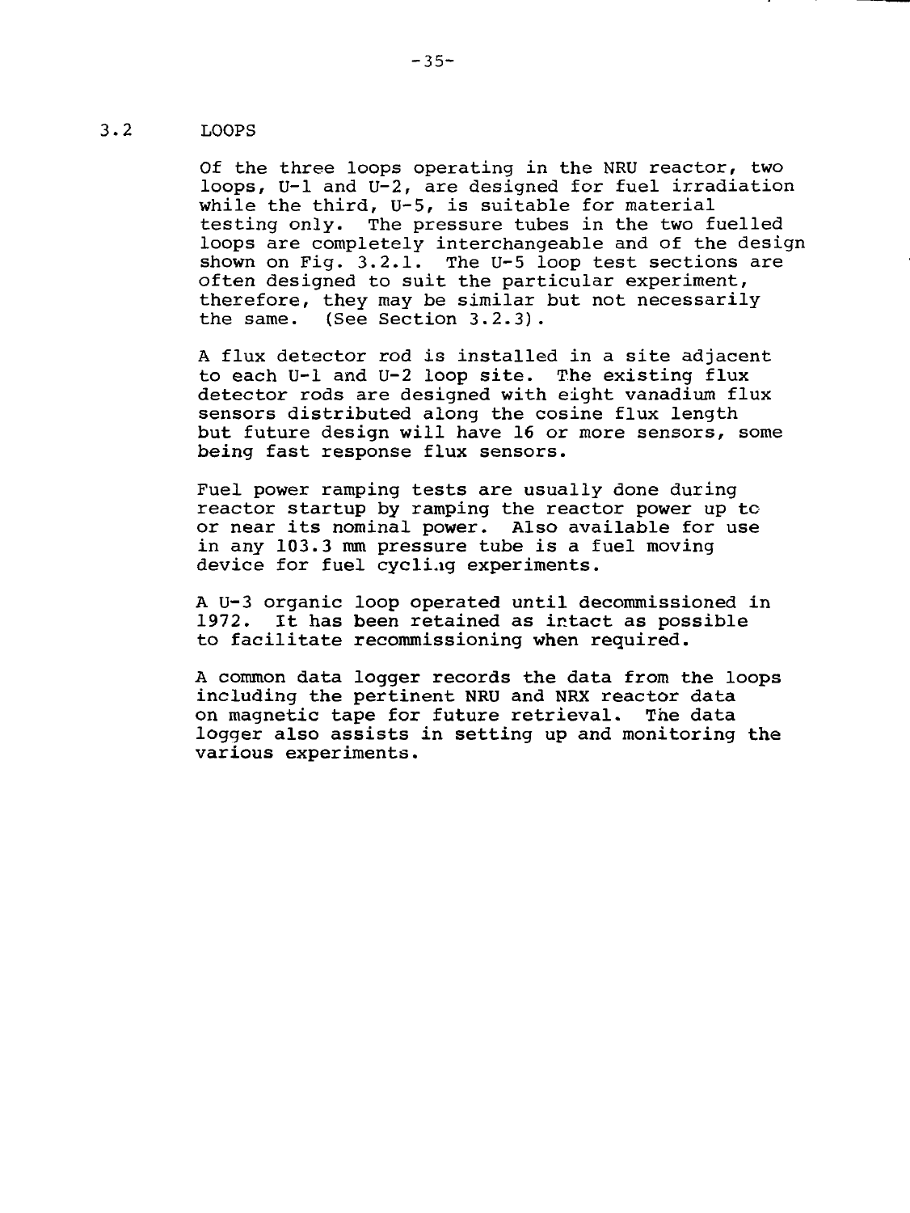## 3.2 LOOPS

Of the three loops operating in the NRU reactor, two loops, U-1 and U-2, are designed for fuel irradiation while the third, U-5, is suitable for material testing only. The pressure tubes in the two fuelled loops are completely interchangeable and of the design shown on Fig. 3.2.1. The U-5 loop test sections are often designed to suit the particular experiment, therefore, they may be similar but not necessarily the same. (See Section 3.2.3).

A flux detector rod is installed in a site adjacent to each U-1 and U-2 loop site. The existing flux detector rods are designed with eight vanadium flux sensors distributed along the cosine flux length but future design will have 16 or more sensors, some being fast response flux sensors.

Fuel power ramping tests are usually done during reactor startup by ramping the reactor power up to or near its nominal power. Also available for use in any 103.3 mm pressure tube is a fuel moving device for fuel cycling experiments.

A U-3 organic loop operated until decommissioned in 1972. It has been retained as intact as possible to facilitate recommissioning when required.

A common data logger records the data from the loops including the pertinent NRU and NRX reactor data on magnetic tape for future retrieval. The data logger also assists in setting up and monitoring the various experiments.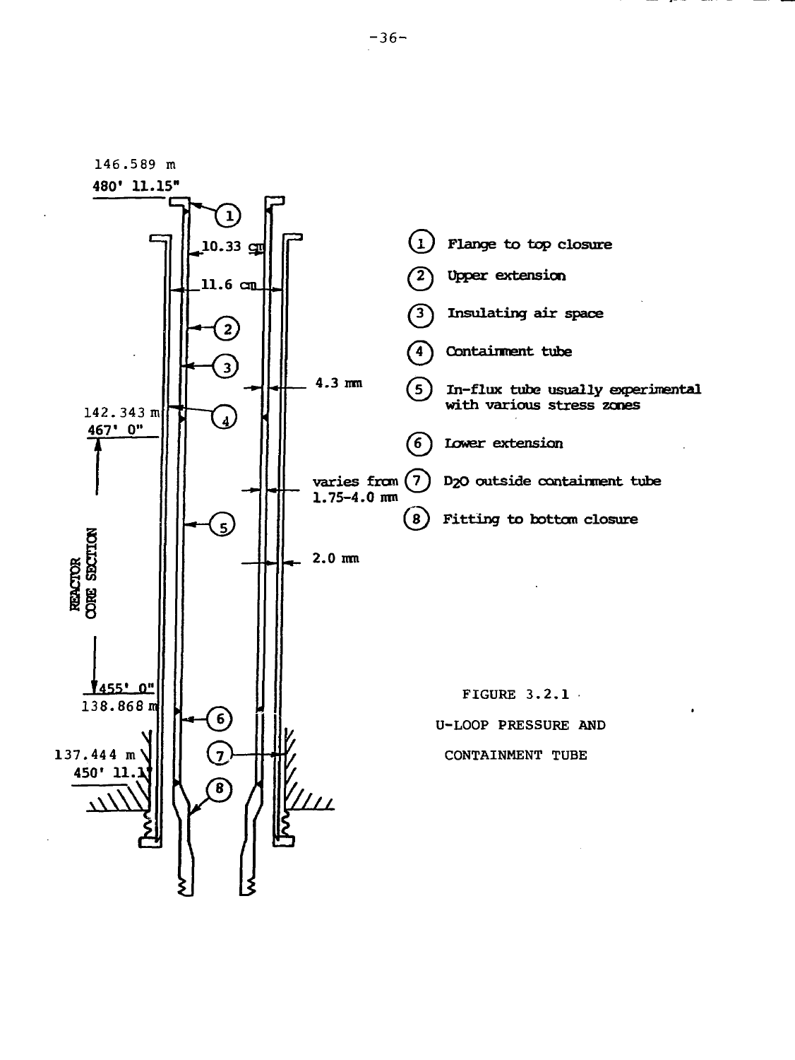146.589 m

480' 11.15"

10.33 cm

11.6 cm

4.3 mm

142.343 m

467' 0"

REACTOR CORE SECTION

varies from 1.75-4.0 mm

2.0 mm

455' 0"

138.868 m

137.444 m

450' 11.1"

1. Flange to top closure
2. Upper extension
3. Insulating air space
4. Containment tube
5. In-flux tube usually experimental with various stress zones
6. Lower extension
7. $D_2O$ outside containment tube
8. Fitting to bottom closure

FIGURE 3.2.1

U-LOOP PRESSURE AND CONTAINMENT TUBE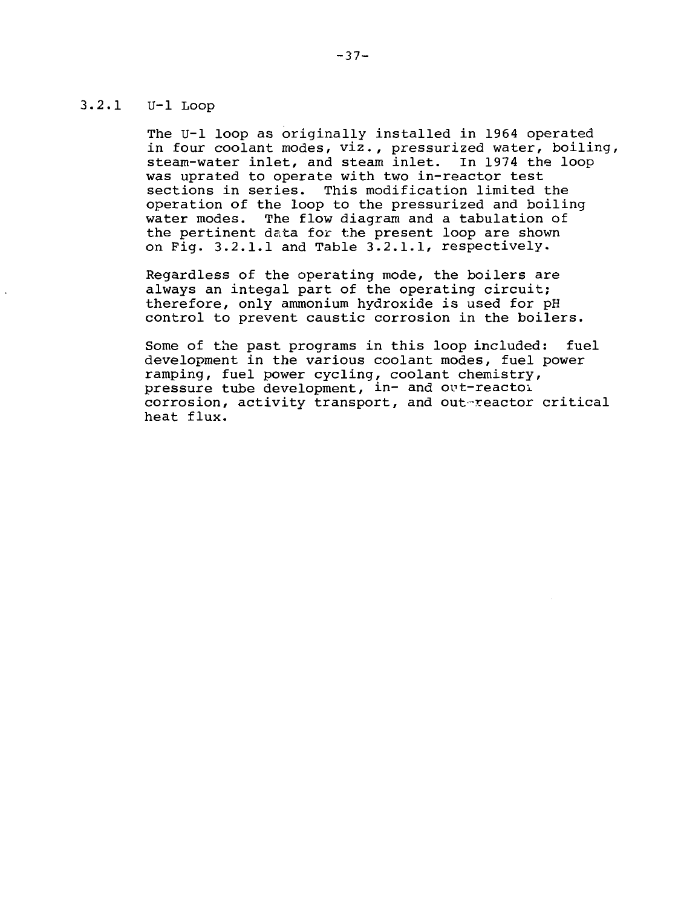### 3.2.1 U-1 Loop

The U-1 loop as originally installed in 1964 operated in four coolant modes, viz., pressurized water, boiling, steam-water inlet, and steam inlet. In 1974 the loop was uprated to operate with two in-reactor test sections in series. This modification limited the operation of the loop to the pressurized and boiling water modes. The flow diagram and a tabulation of the pertinent data for the present loop are shown on Fig. 3.2.1.1 and Table 3.2.1.1, respectively.

Regardless of the operating mode, the boilers are always an integal part of the operating circuit; therefore, only ammonium hydroxide is used for pH control to prevent caustic corrosion in the boilers.

Some of the past programs in this loop included: fuel development in the various coolant modes, fuel power ramping, fuel power cycling, coolant chemistry, pressure tube development, in- and out-reactor corrosion, activity transport, and out-reactor critical heat flux.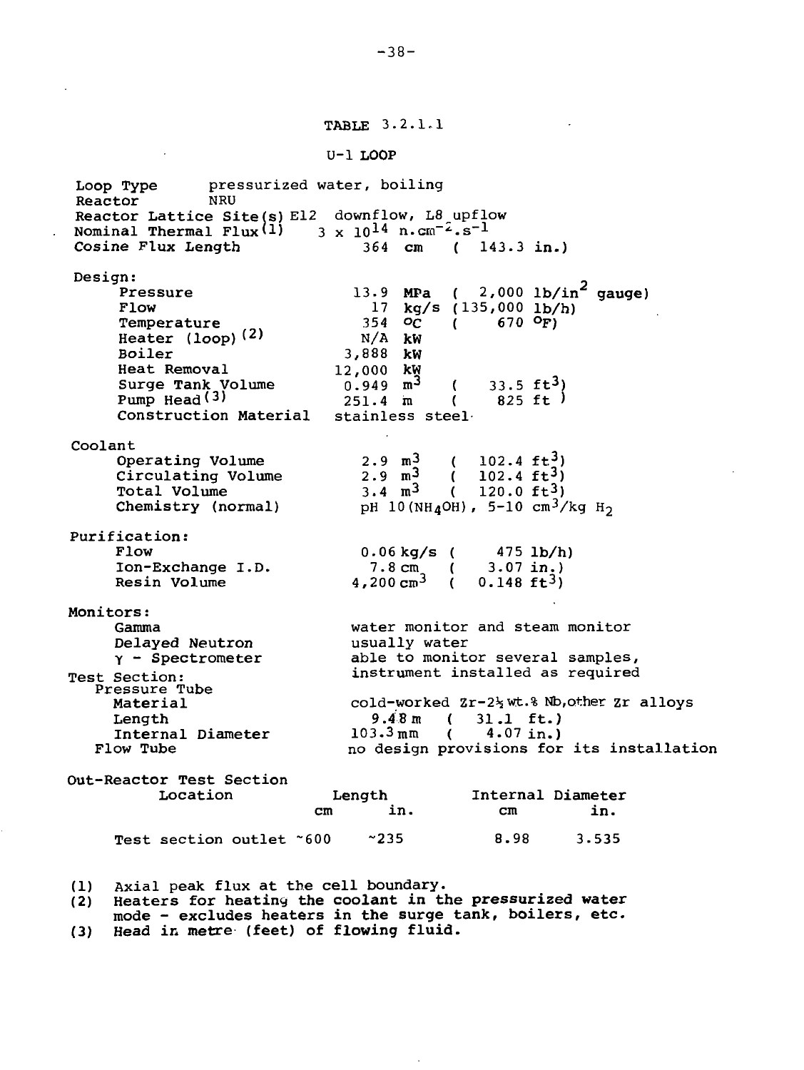## TABLE 3.2.1.1

## U-1 LOOP

Loop Type: pressurized water, boiling
Reactor: NRU
Reactor Lattice Site(s): E12 downflow, L8 upflow
Nominal Thermal Flux(1): $3 \times 10^{14}$ n.cm$^{-2}$.s$^{-1}$
Cosine Flux Length: 364 cm ( 143.3 in.)

| | | |
|---|---|---|
| **Design:** | | |
| Pressure | 13.9 MPa | ( 2,000 lb/in$^2$ gauge) |
| Flow | 17 kg/s | (135,000 lb/h) |
| Temperature | 354 °C | ( 670 °F) |
| Heater (loop)(2) | N/A kW | |
| Boiler | 3,888 kW | |
| Heat Removal | 12,000 kW | |
| Surge Tank Volume | 0.949 m$^3$ | ( 33.5 ft$^3$) |
| Pump Head(3) | 251.4 m | ( 825 ft ) |
| Construction Material | stainless steel | |
| **Coolant** | | |
| Operating Volume | 2.9 m$^3$ | ( 102.4 ft$^3$) |
| Circulating Volume | 2.9 m$^3$ | ( 102.4 ft$^3$) |
| Total Volume | 3.4 m$^3$ | ( 120.0 ft$^3$) |
| Chemistry (normal) | pH 10($NH_4OH$), 5-10 cm$^3$/kg $H_2$ | |
| **Purification:** | | |
| Flow | 0.06 kg/s | ( 475 lb/h) |
| Ion-Exchange I.D. | 7.8 cm | ( 3.07 in.) |
| Resin Volume | 4,200 cm$^3$ | ( 0.148 ft$^3$) |
| **Monitors:** | | |
| Gamma | water monitor and steam monitor | |
| Delayed Neutron | usually water | |
| γ - Spectrometer | able to monitor several samples, instrument installed as required | |
| **Test Section:** | | |
| Pressure Tube | | |
| Material | cold-worked Zr-2½ wt.% Nb, other Zr alloys | |
| Length | 9.48 m | ( 31.1 ft.) |
| Internal Diameter | 103.3 mm | ( 4.07 in.) |
| Flow Tube | no design provisions for its installation | |

**Out-Reactor Test Section**

| Location | Length (cm) | Length (in.) | Internal Diameter (cm) | Internal Diameter (in.) |
|---|---|---|---|---|
| Test section outlet | ~600 | ~235 | 8.98 | 3.535 |

(1) Axial peak flux at the cell boundary.
(2) Heaters for heating the coolant in the pressurized water mode - excludes heaters in the surge tank, boilers, etc.
(3) Head in metre (feet) of flowing fluid.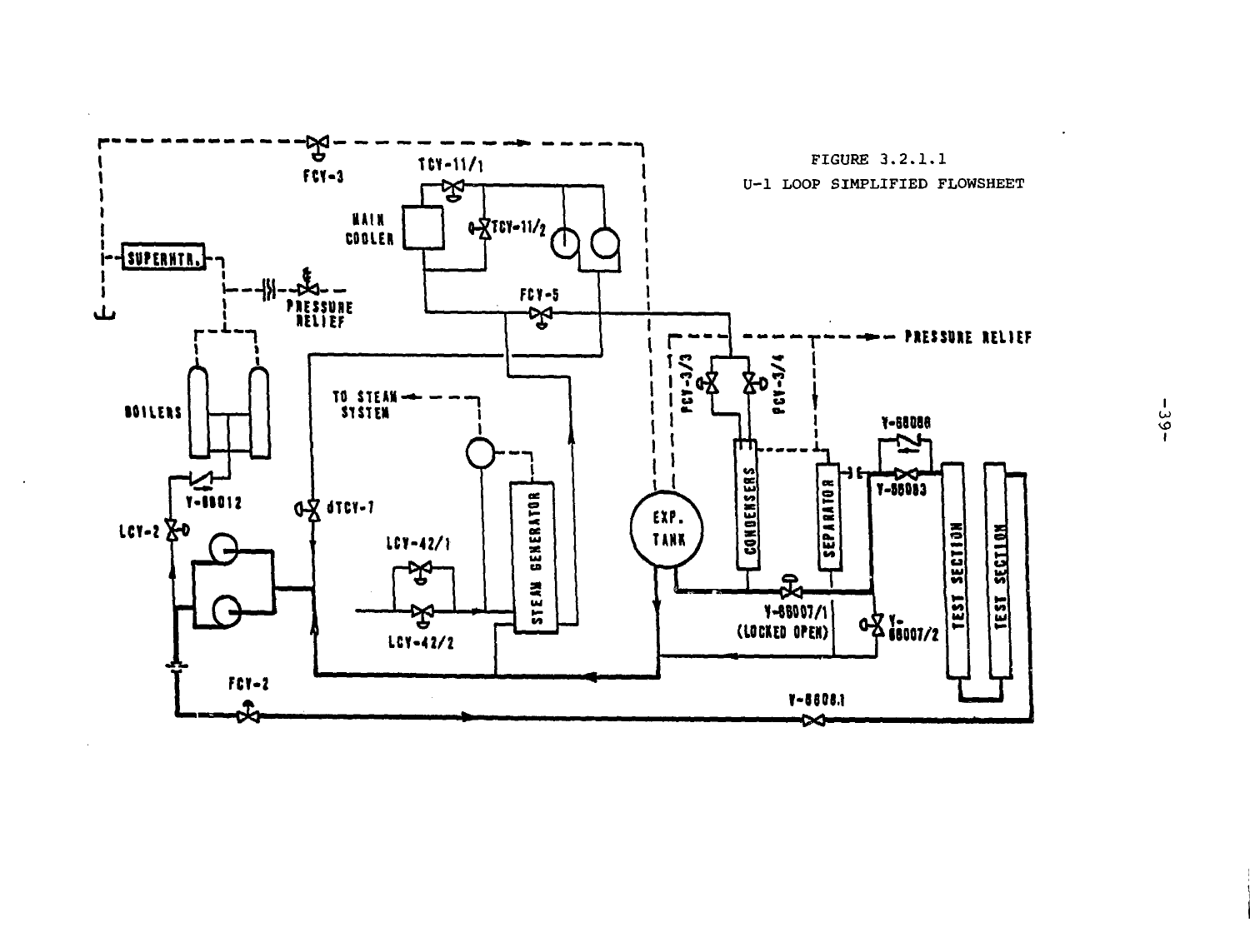FIGURE 3.2.1.1
U-1 LOOP SIMPLIFIED FLOWSHEET

FCV-3

TCV-11/1

MAIN COOLER

TCV-11/2

SUPERHTR.

PRESSURE RELIEF

FCV-5

PRESSURE RELIEF

PCV-3/3

PCV-3/4

BOILERS

TO STEAM SYSTEM

V-68086

V-68083

V-68012

LCV-2

dTCV-7

STEAM GENERATOR

EXP. TANK

CONDENSERS

SEPARATOR

TEST SECTION

TEST SECTION

LCV-42/1

LCV-42/2

V-68007/1
(LOCKED OPEN)

V-68007/2

FCV-2

V-6608.1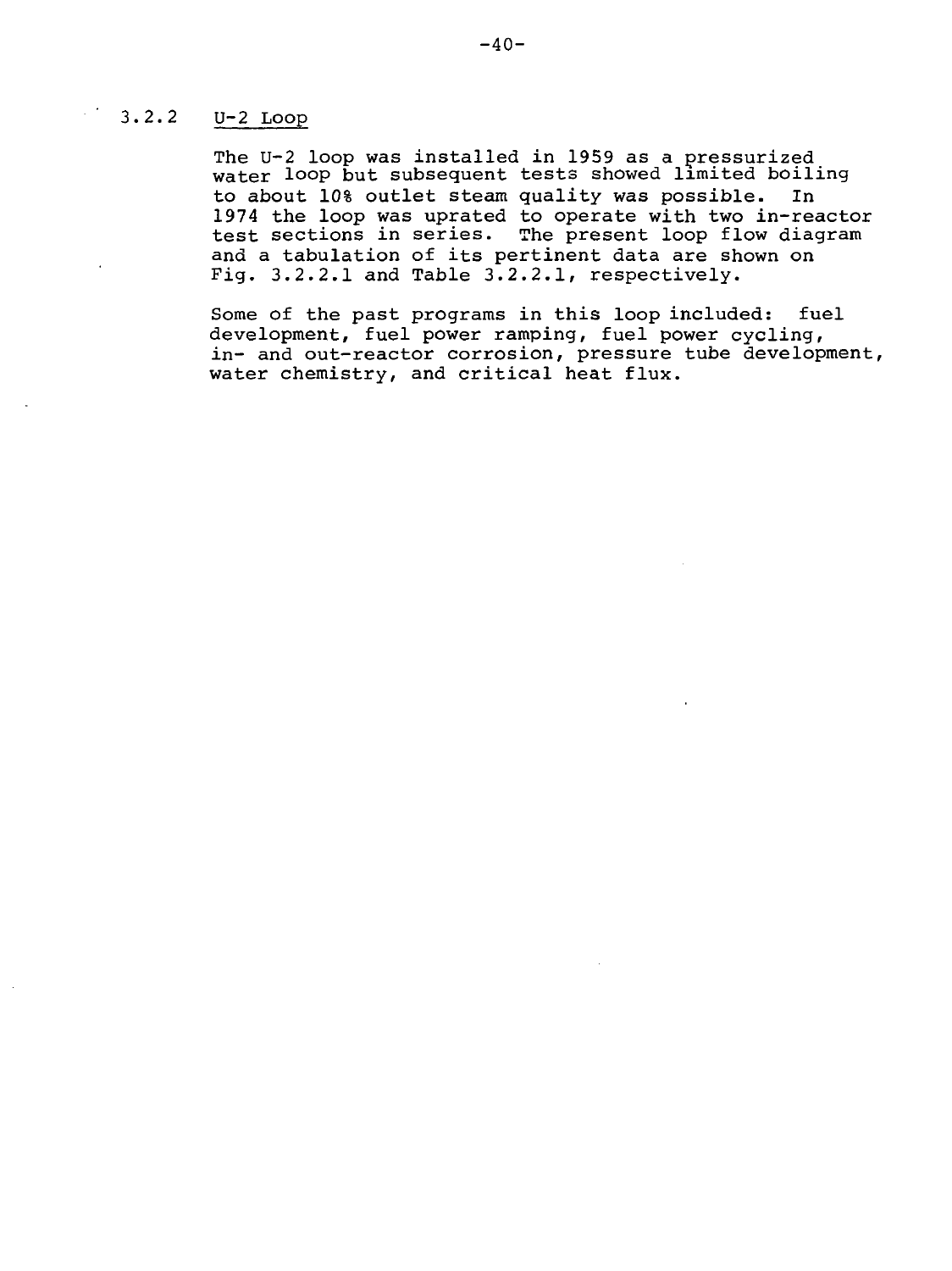### 3.2.2 U-2 Loop

The U-2 loop was installed in 1959 as a pressurized water loop but subsequent tests showed limited boiling to about 10% outlet steam quality was possible. In 1974 the loop was uprated to operate with two in-reactor test sections in series. The present loop flow diagram and a tabulation of its pertinent data are shown on Fig. 3.2.2.1 and Table 3.2.2.1, respectively.

Some of the past programs in this loop included: fuel development, fuel power ramping, fuel power cycling, in- and out-reactor corrosion, pressure tube development, water chemistry, and critical heat flux.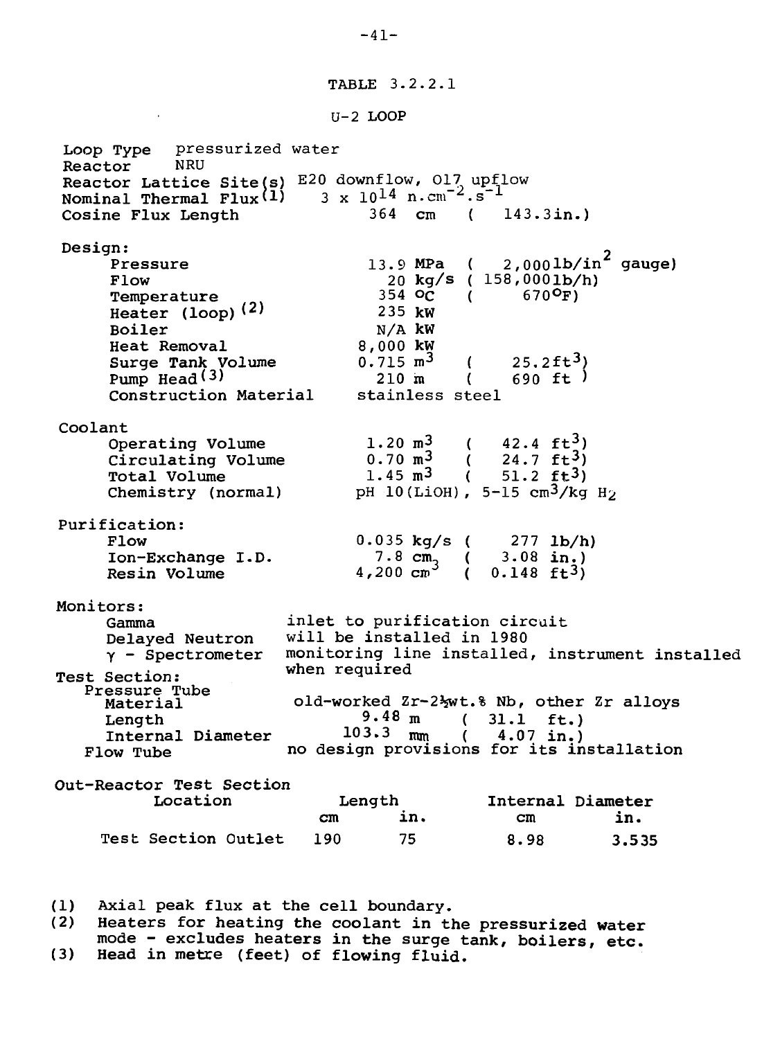# TABLE 3.2.2.1

## U-2 LOOP

| | |
|---|---|
| Loop Type | pressurized water |
| Reactor | NRU |
| Reactor Lattice Site(s) | E20 downflow, O17 upflow |
| Nominal Thermal Flux(1) | $3 \times 10^{14}$ $n.cm^{-2}.s^{-1}$ |
| Cosine Flux Length | 364 cm ( 143.3 in.) |

**Design:**

| | |
|---|---|
| Pressure | 13.9 MPa ( 2,000 $lb/in^2$ gauge) |
| Flow | 20 kg/s ( 158,000 lb/h) |
| Temperature | 354 °C ( 670°F) |
| Heater (loop)(2) | 235 kW |
| Boiler | N/A kW |
| Heat Removal | 8,000 kW |
| Surge Tank Volume | 0.715 $m^3$ ( 25.2 $ft^3$) |
| Pump Head(3) | 210 m ( 690 ft ) |
| Construction Material | stainless steel |

**Coolant**

| | |
|---|---|
| Operating Volume | 1.20 $m^3$ ( 42.4 $ft^3$) |
| Circulating Volume | 0.70 $m^3$ ( 24.7 $ft^3$) |
| Total Volume | 1.45 $m^3$ ( 51.2 $ft^3$) |
| Chemistry (normal) | pH 10(LiOH), 5-15 $cm^3/kg$ $H_2$ |

**Purification:**

| | |
|---|---|
| Flow | 0.035 kg/s ( 277 lb/h) |
| Ion-Exchange I.D. | 7.8 cm ( 3.08 in.) |
| Resin Volume | 4,200 $cm^3$ ( 0.148 $ft^3$) |

**Monitors:**

| | |
|---|---|
| Gamma | inlet to purification circuit |
| Delayed Neutron | will be installed in 1980 |
| $\gamma$ - Spectrometer | monitoring line installed, instrument installed when required |

**Test Section:**

| | |
|---|---|
| Pressure Tube Material | old-worked Zr-2½wt.% Nb, other Zr alloys |
| Length | 9.48 m ( 31.1 ft.) |
| Internal Diameter | 103.3 mm ( 4.07 in.) |
| Flow Tube | no design provisions for its installation |

**Out-Reactor Test Section**

| Location | Length cm | Length in. | Internal Diameter cm | Internal Diameter in. |
|---|---|---|---|---|
| Test Section Outlet | 190 | 75 | 8.98 | 3.535 |

(1) Axial peak flux at the cell boundary.
(2) Heaters for heating the coolant in the pressurized water mode - excludes heaters in the surge tank, boilers, etc.
(3) Head in metre (feet) of flowing fluid.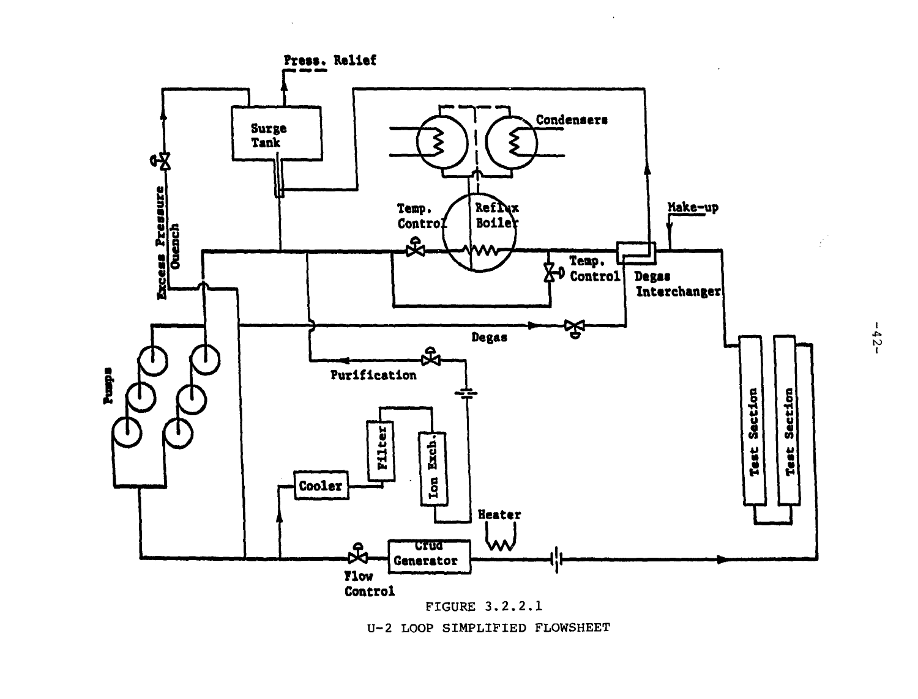FIGURE 3.2.2.1

U-2 LOOP SIMPLIFIED FLOWSHEET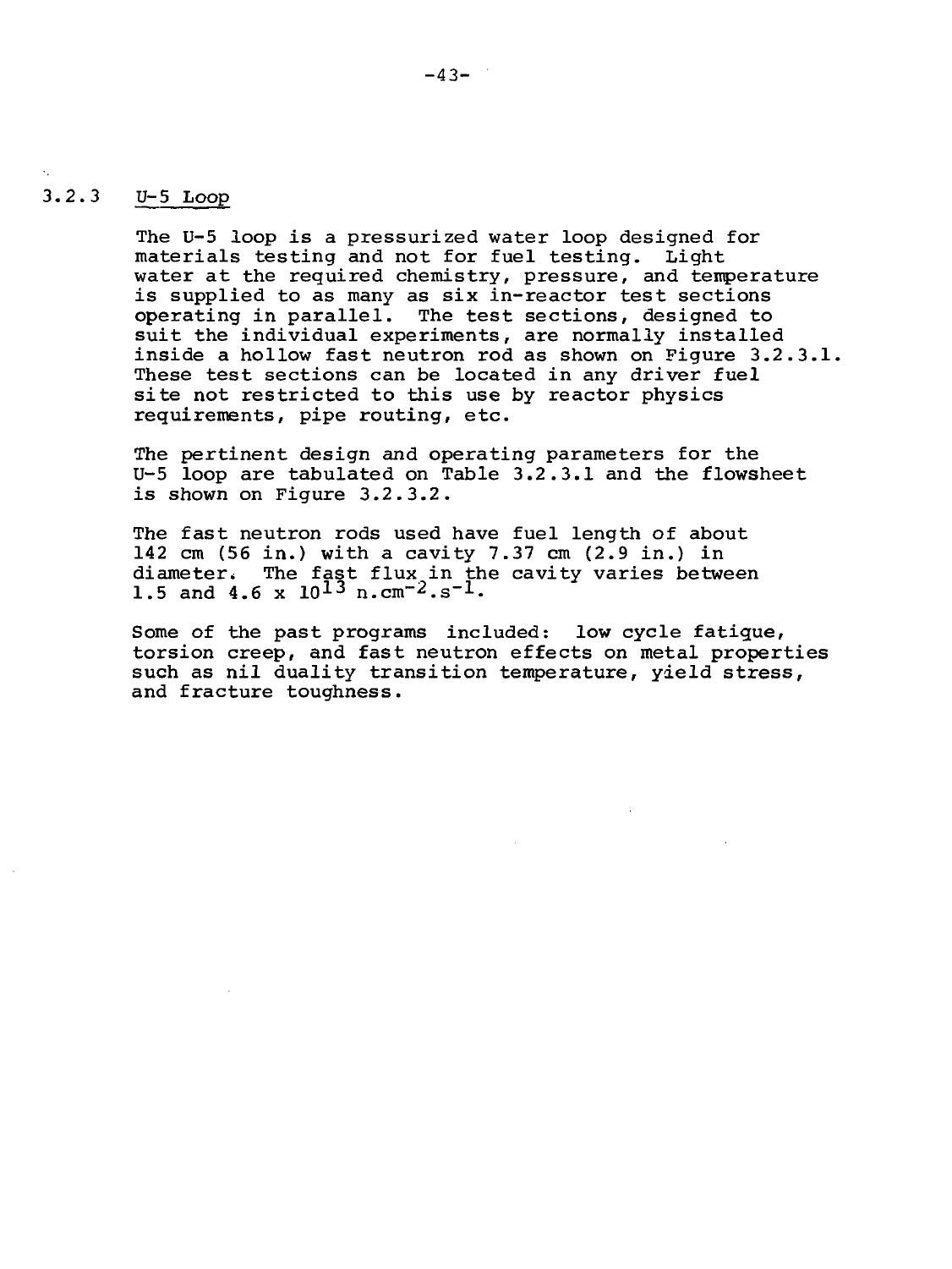### 3.2.3 U-5 Loop

The U-5 loop is a pressurized water loop designed for materials testing and not for fuel testing. Light water at the required chemistry, pressure, and temperature is supplied to as many as six in-reactor test sections operating in parallel. The test sections, designed to suit the individual experiments, are normally installed inside a hollow fast neutron rod as shown on Figure 3.2.3.1. These test sections can be located in any driver fuel site not restricted to this use by reactor physics requirements, pipe routing, etc.

The pertinent design and operating parameters for the U-5 loop are tabulated on Table 3.2.3.1 and the flowsheet is shown on Figure 3.2.3.2.

The fast neutron rods used have fuel length of about 142 cm (56 in.) with a cavity 7.37 cm (2.9 in.) in diameter. The fast flux in the cavity varies between 1.5 and $4.6 \times 10^{13}$ $n.cm^{-2}.s^{-1}$.

Some of the past programs included: low cycle fatique, torsion creep, and fast neutron effects on metal properties such as nil duality transition temperature, yield stress, and fracture toughness.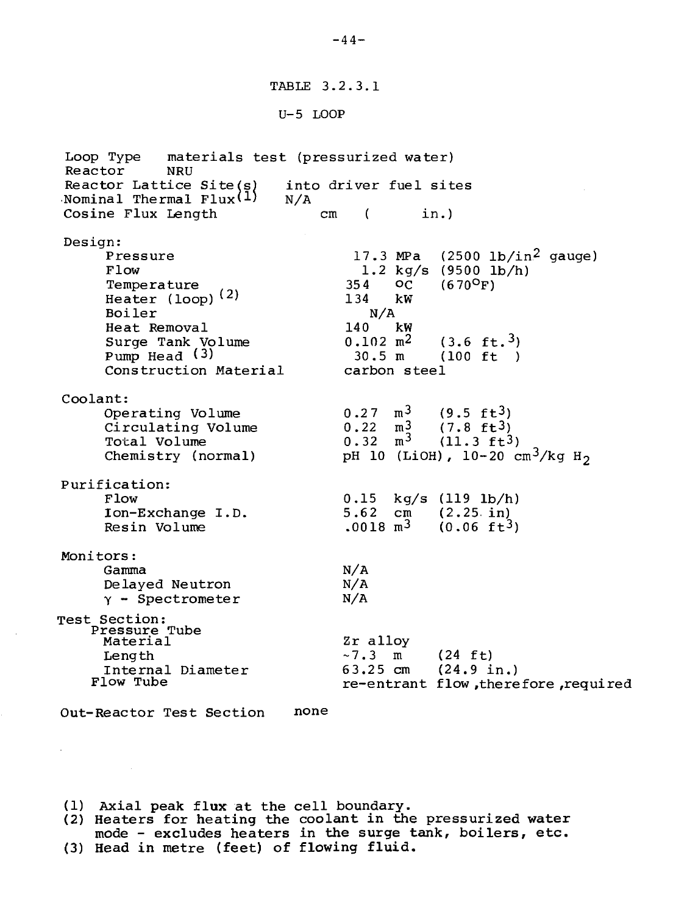TABLE 3.2.3.1

U-5 LOOP

| | | |
|---|---|---|
| Loop Type | materials test (pressurized water) | |
| Reactor | NRU | |
| Reactor Lattice Site(s) | into driver fuel sites | |
| Nominal Thermal Flux[1] | N/A | |
| Cosine Flux Length | cm | ( in.) |
| **Design:** | | |
| Pressure | 17.3 MPa | (2500 $lb/in^2$ gauge) |
| Flow | 1.2 kg/s | (9500 lb/h) |
| Temperature | 354 °C | (670°F) |
| Heater (loop)[2] | 134 kW | |
| Boiler | N/A | |
| Heat Removal | 140 kW | |
| Surge Tank Volume | 0.102 $m^2$ | (3.6 $ft.^3$) |
| Pump Head[3] | 30.5 m | (100 ft ) |
| Construction Material | carbon steel | |
| **Coolant:** | | |
| Operating Volume | 0.27 $m^3$ | (9.5 $ft^3$) |
| Circulating Volume | 0.22 $m^3$ | (7.8 $ft^3$) |
| Total Volume | 0.32 $m^3$ | (11.3 $ft^3$) |
| Chemistry (normal) | pH 10 (LiOH), 10-20 $cm^3/kg$ $H_2$ | |
| **Purification:** | | |
| Flow | 0.15 kg/s | (119 lb/h) |
| Ion-Exchange I.D. | 5.62 cm | (2.25 in) |
| Resin Volume | .0018 $m^3$ | (0.06 $ft^3$) |
| **Monitors:** | | |
| Gamma | N/A | |
| Delayed Neutron | N/A | |
| $\gamma$ - Spectrometer | N/A | |
| **Test Section:** | | |
| Pressure Tube | | |
| Material | Zr alloy | |
| Length | ~7.3 m | (24 ft) |
| Internal Diameter | 63.25 cm | (24.9 in.) |
| Flow Tube | re-entrant flow, therefore, required | |
| Out-Reactor Test Section | none | |

(1) Axial peak flux at the cell boundary.
(2) Heaters for heating the coolant in the pressurized water mode - excludes heaters in the surge tank, boilers, etc.
(3) Head in metre (feet) of flowing fluid.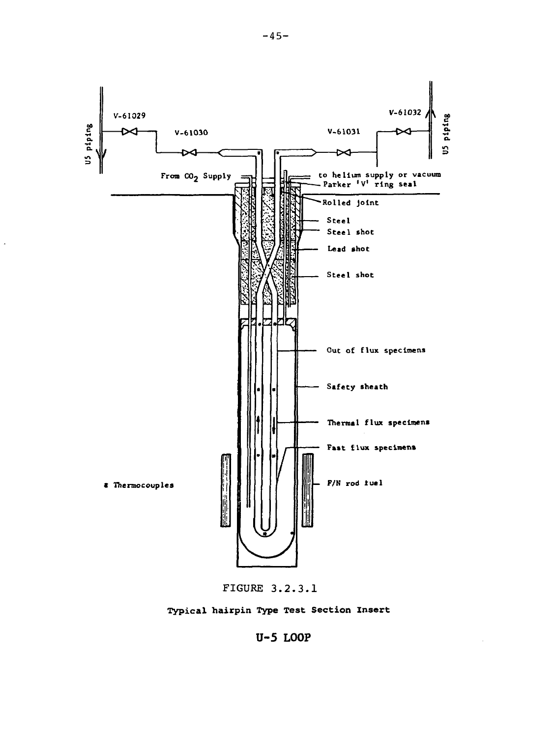U5 piping

V-61029

V-61030

V-61031

V-61032

U5 piping

From $CO_2$ Supply

to helium supply or vacuum

Parker 'V' ring seal

Rolled joint

Steel

Steel shot

Lead shot

Steel shot

Out of flux specimens

Safety sheath

Thermal flux specimens

Fast flux specimens

F/N rod fuel

▪ Thermocouples

FIGURE 3.2.3.1

**Typical hairpin Type Test Section Insert**

**U-5 LOOP**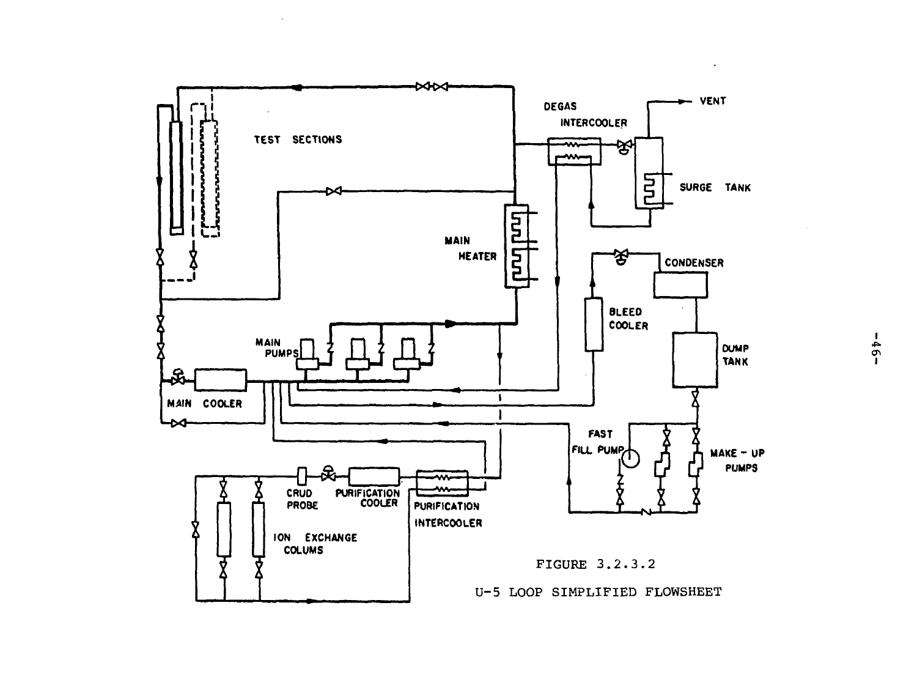FIGURE 3.2.3.2

U-5 LOOP SIMPLIFIED FLOWSHEET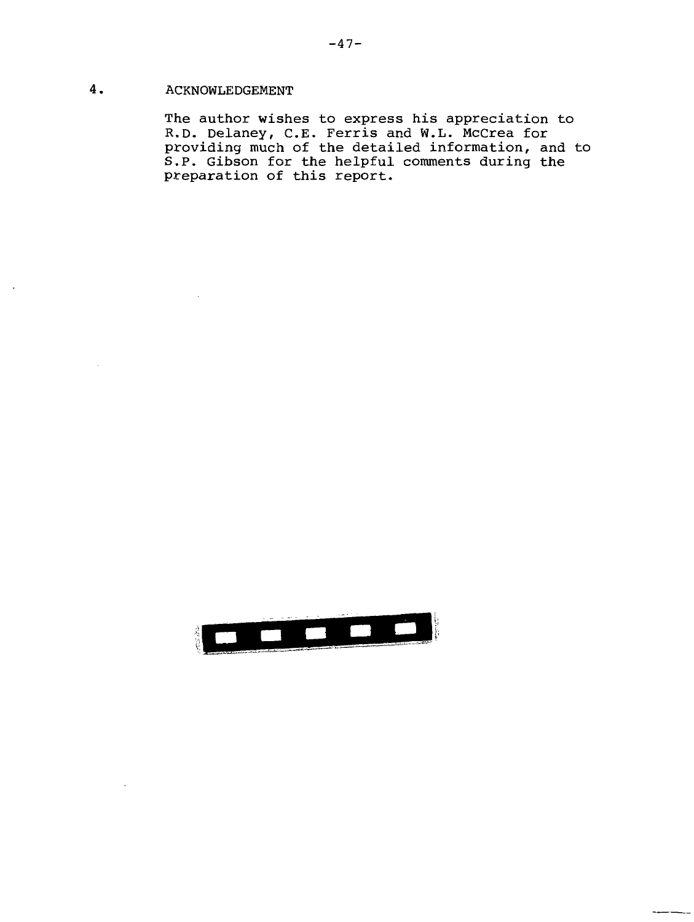## 4. ACKNOWLEDGEMENT

The author wishes to express his appreciation to R.D. Delaney, C.E. Ferris and W.L. McCrea for providing much of the detailed information, and to S.P. Gibson for the helpful comments during the preparation of this report.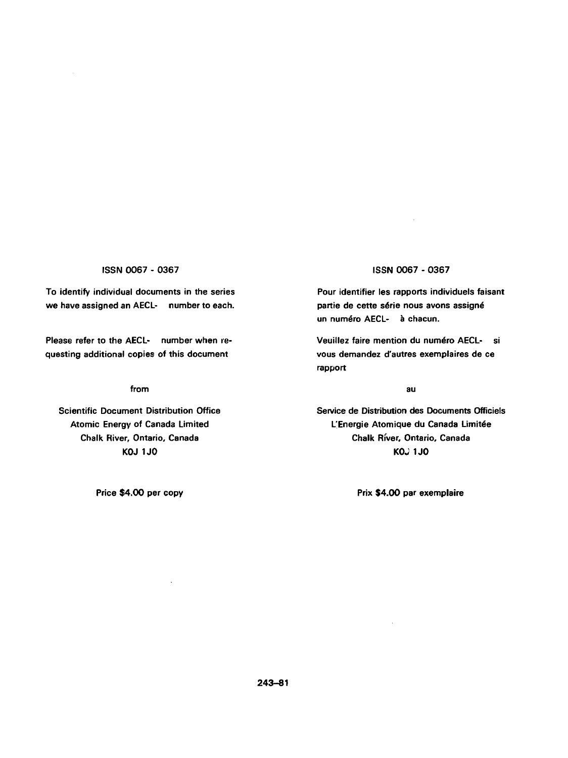ISSN 0067 - 0367

To identify individual documents in the series we have assigned an AECL- number to each.

Please refer to the AECL- number when requesting additional copies of this document

from

Scientific Document Distribution Office
Atomic Energy of Canada Limited
Chalk River, Ontario, Canada
K0J 1J0

Price $4.00 per copy

ISSN 0067 - 0367

Pour identifier les rapports individuels faisant partie de cette série nous avons assigné un numéro AECL- à chacun.

Veuillez faire mention du numéro AECL- si vous demandez d'autres exemplaires de ce rapport

au

Service de Distribution des Documents Officiels
L'Energie Atomique du Canada Limitée
Chalk River, Ontario, Canada
K0J 1J0

Prix $4.00 par exemplaire

243–81